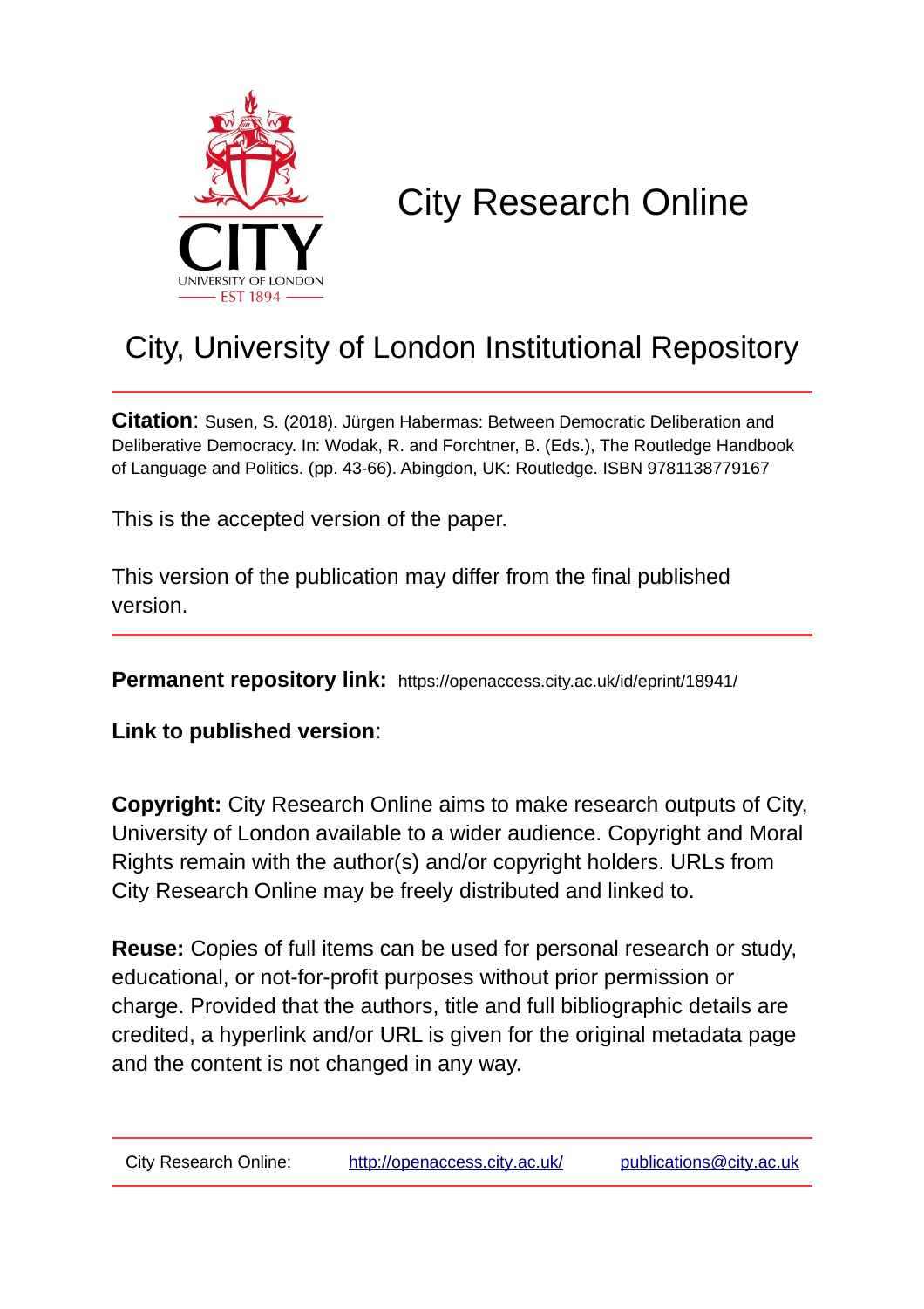# City Research Online

## City, University of London Institutional Repository

**Citation**: Susen, S. (2018). Jürgen Habermas: Between Democratic Deliberation and Deliberative Democracy. In: Wodak, R. and Forchtner, B. (Eds.), The Routledge Handbook of Language and Politics. (pp. 43-66). Abingdon, UK: Routledge. ISBN 9781138779167

This is the accepted version of the paper.

This version of the publication may differ from the final published version.

**Permanent repository link:** https://openaccess.city.ac.uk/id/eprint/18941/

**Link to published version**:

**Copyright:** City Research Online aims to make research outputs of City, University of London available to a wider audience. Copyright and Moral Rights remain with the author(s) and/or copyright holders. URLs from City Research Online may be freely distributed and linked to.

**Reuse:** Copies of full items can be used for personal research or study, educational, or not-for-profit purposes without prior permission or charge. Provided that the authors, title and full bibliographic details are credited, a hyperlink and/or URL is given for the original metadata page and the content is not changed in any way.

City Research Online: http://openaccess.city.ac.uk/ publications@city.ac.uk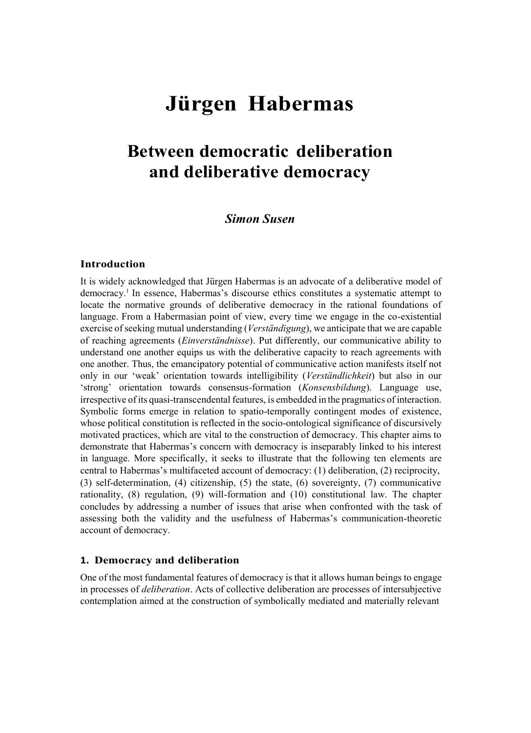# Jürgen Habermas

## Between democratic deliberation and deliberative democracy

### *Simon Susen*

### Introduction

It is widely acknowledged that Jürgen Habermas is an advocate of a deliberative model of democracy.[1] In essence, Habermas's discourse ethics constitutes a systematic attempt to locate the normative grounds of deliberative democracy in the rational foundations of language. From a Habermasian point of view, every time we engage in the co-existential exercise of seeking mutual understanding (*Verständigung*), we anticipate that we are capable of reaching agreements (*Einverständnisse*). Put differently, our communicative ability to understand one another equips us with the deliberative capacity to reach agreements with one another. Thus, the emancipatory potential of communicative action manifests itself not only in our 'weak' orientation towards intelligibility (*Verständlichkeit*) but also in our 'strong' orientation towards consensus-formation (*Konsensbildung*). Language use, irrespective of its quasi-transcendental features, is embedded in the pragmatics of interaction. Symbolic forms emerge in relation to spatio-temporally contingent modes of existence, whose political constitution is reflected in the socio-ontological significance of discursively motivated practices, which are vital to the construction of democracy. This chapter aims to demonstrate that Habermas's concern with democracy is inseparably linked to his interest in language. More specifically, it seeks to illustrate that the following ten elements are central to Habermas's multifaceted account of democracy: (1) deliberation, (2) reciprocity, (3) self-determination, (4) citizenship, (5) the state, (6) sovereignty, (7) communicative rationality, (8) regulation, (9) will-formation and (10) constitutional law. The chapter concludes by addressing a number of issues that arise when confronted with the task of assessing both the validity and the usefulness of Habermas's communication-theoretic account of democracy.

### 1. Democracy and deliberation

One of the most fundamental features of democracy is that it allows human beings to engage in processes of *deliberation*. Acts of collective deliberation are processes of intersubjective contemplation aimed at the construction of symbolically mediated and materially relevant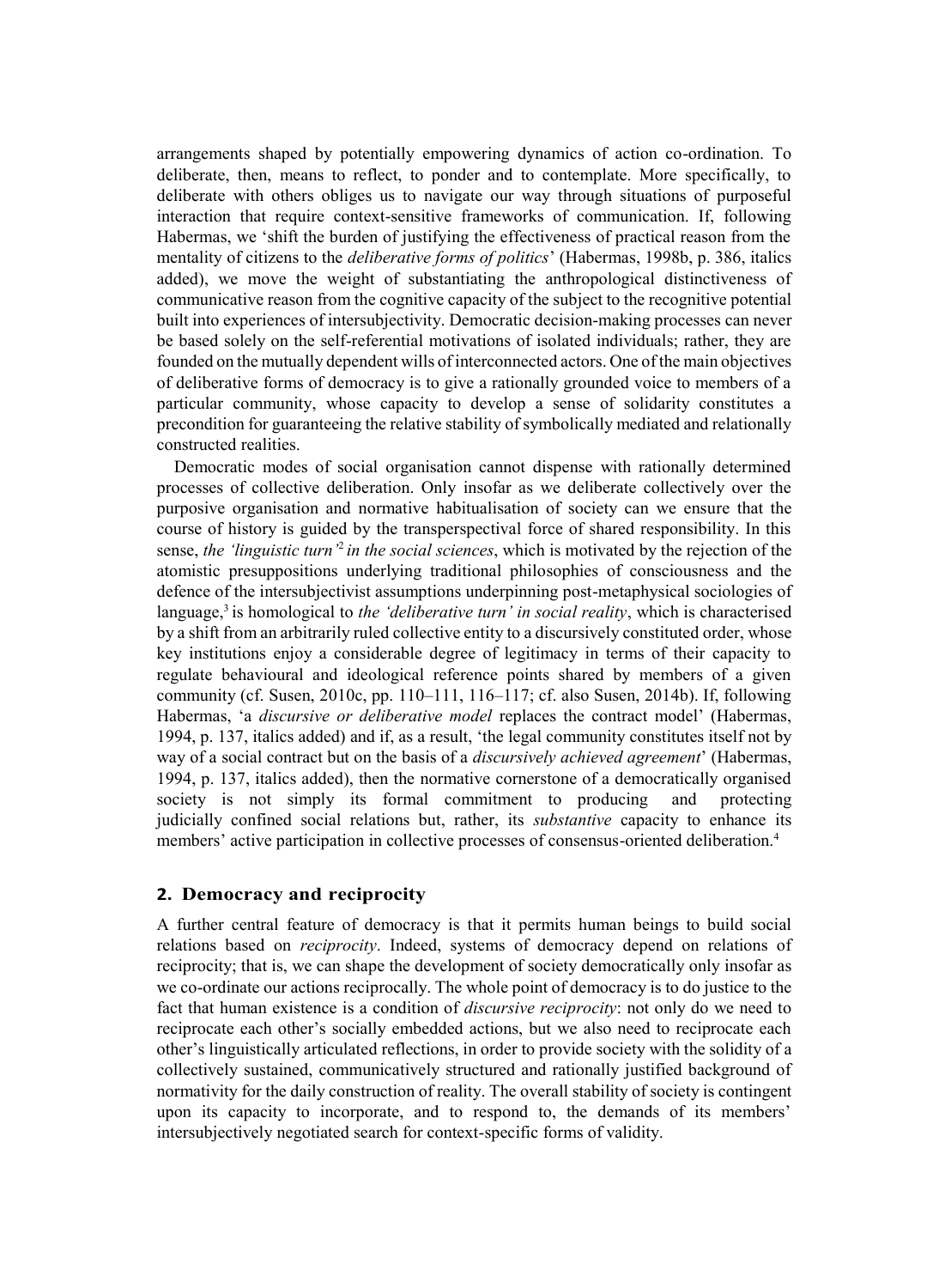arrangements shaped by potentially empowering dynamics of action co-ordination. To deliberate, then, means to reflect, to ponder and to contemplate. More specifically, to deliberate with others obliges us to navigate our way through situations of purposeful interaction that require context-sensitive frameworks of communication. If, following Habermas, we 'shift the burden of justifying the effectiveness of practical reason from the mentality of citizens to the *deliberative forms of politics*' (Habermas, 1998b, p. 386, italics added), we move the weight of substantiating the anthropological distinctiveness of communicative reason from the cognitive capacity of the subject to the recognitive potential built into experiences of intersubjectivity. Democratic decision-making processes can never be based solely on the self-referential motivations of isolated individuals; rather, they are founded on the mutually dependent wills of interconnected actors. One of the main objectives of deliberative forms of democracy is to give a rationally grounded voice to members of a particular community, whose capacity to develop a sense of solidarity constitutes a precondition for guaranteeing the relative stability of symbolically mediated and relationally constructed realities.

Democratic modes of social organisation cannot dispense with rationally determined processes of collective deliberation. Only insofar as we deliberate collectively over the purposive organisation and normative habitualisation of society can we ensure that the course of history is guided by the transperspectival force of shared responsibility. In this sense, *the 'linguistic turn'*[2] *in the social sciences*, which is motivated by the rejection of the atomistic presuppositions underlying traditional philosophies of consciousness and the defence of the intersubjectivist assumptions underpinning post-metaphysical sociologies of language,[3] is homological to *the 'deliberative turn' in social reality*, which is characterised by a shift from an arbitrarily ruled collective entity to a discursively constituted order, whose key institutions enjoy a considerable degree of legitimacy in terms of their capacity to regulate behavioural and ideological reference points shared by members of a given community (cf. Susen, 2010c, pp. 110–111, 116–117; cf. also Susen, 2014b). If, following Habermas, 'a *discursive or deliberative model* replaces the contract model' (Habermas, 1994, p. 137, italics added) and if, as a result, 'the legal community constitutes itself not by way of a social contract but on the basis of a *discursively achieved agreement*' (Habermas, 1994, p. 137, italics added), then the normative cornerstone of a democratically organised society is not simply its formal commitment to producing and protecting judicially confined social relations but, rather, its *substantive* capacity to enhance its members' active participation in collective processes of consensus-oriented deliberation.[4]

## 2. Democracy and reciprocity

A further central feature of democracy is that it permits human beings to build social relations based on *reciprocity*. Indeed, systems of democracy depend on relations of reciprocity; that is, we can shape the development of society democratically only insofar as we co-ordinate our actions reciprocally. The whole point of democracy is to do justice to the fact that human existence is a condition of *discursive reciprocity*: not only do we need to reciprocate each other's socially embedded actions, but we also need to reciprocate each other's linguistically articulated reflections, in order to provide society with the solidity of a collectively sustained, communicatively structured and rationally justified background of normativity for the daily construction of reality. The overall stability of society is contingent upon its capacity to incorporate, and to respond to, the demands of its members' intersubjectively negotiated search for context-specific forms of validity.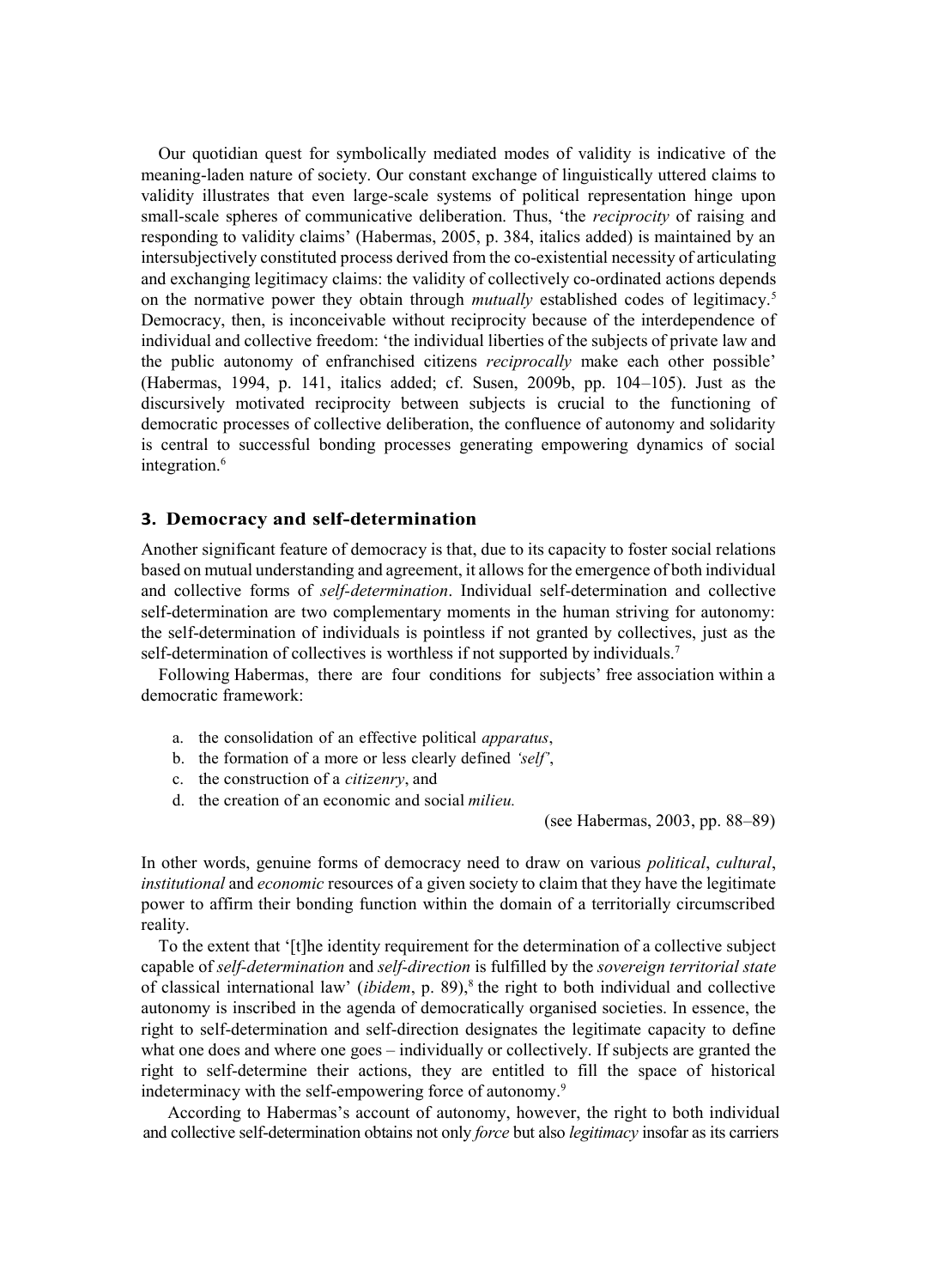Our quotidian quest for symbolically mediated modes of validity is indicative of the meaning-laden nature of society. Our constant exchange of linguistically uttered claims to validity illustrates that even large-scale systems of political representation hinge upon small-scale spheres of communicative deliberation. Thus, 'the *reciprocity* of raising and responding to validity claims' (Habermas, 2005, p. 384, italics added) is maintained by an intersubjectively constituted process derived from the co-existential necessity of articulating and exchanging legitimacy claims: the validity of collectively co-ordinated actions depends on the normative power they obtain through *mutually* established codes of legitimacy.[5] Democracy, then, is inconceivable without reciprocity because of the interdependence of individual and collective freedom: 'the individual liberties of the subjects of private law and the public autonomy of enfranchised citizens *reciprocally* make each other possible' (Habermas, 1994, p. 141, italics added; cf. Susen, 2009b, pp. 104–105). Just as the discursively motivated reciprocity between subjects is crucial to the functioning of democratic processes of collective deliberation, the confluence of autonomy and solidarity is central to successful bonding processes generating empowering dynamics of social integration.[6]

## 3. Democracy and self-determination

Another significant feature of democracy is that, due to its capacity to foster social relations based on mutual understanding and agreement, it allows for the emergence of both individual and collective forms of *self-determination*. Individual self-determination and collective self-determination are two complementary moments in the human striving for autonomy: the self-determination of individuals is pointless if not granted by collectives, just as the self-determination of collectives is worthless if not supported by individuals.[7]

Following Habermas, there are four conditions for subjects' free association within a democratic framework:

a. the consolidation of an effective political *apparatus*,
b. the formation of a more or less clearly defined *'self'*,
c. the construction of a *citizenry*, and
d. the creation of an economic and social *milieu.*

(see Habermas, 2003, pp. 88–89)

In other words, genuine forms of democracy need to draw on various *political*, *cultural*, *institutional* and *economic* resources of a given society to claim that they have the legitimate power to affirm their bonding function within the domain of a territorially circumscribed reality.

To the extent that '[t]he identity requirement for the determination of a collective subject capable of *self-determination* and *self-direction* is fulfilled by the *sovereign territorial state* of classical international law' (*ibidem*, p. 89),[8] the right to both individual and collective autonomy is inscribed in the agenda of democratically organised societies. In essence, the right to self-determination and self-direction designates the legitimate capacity to define what one does and where one goes – individually or collectively. If subjects are granted the right to self-determine their actions, they are entitled to fill the space of historical indeterminacy with the self-empowering force of autonomy.[9]

According to Habermas's account of autonomy, however, the right to both individual and collective self-determination obtains not only *force* but also *legitimacy* insofar as its carriers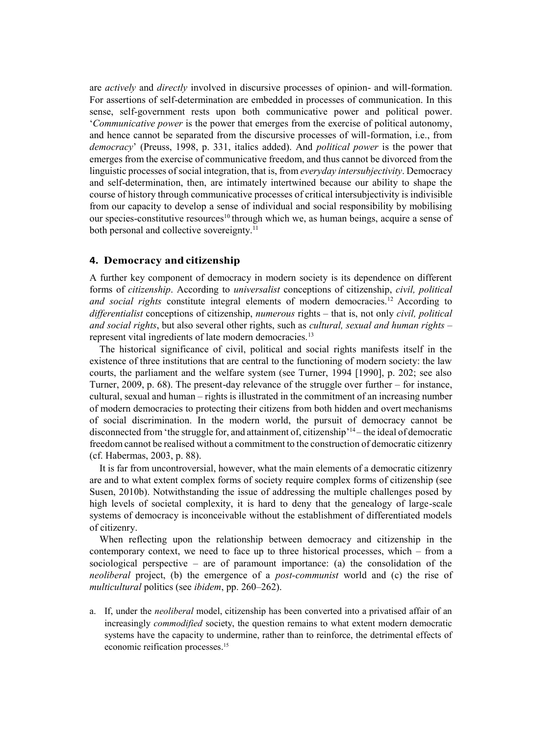are *actively* and *directly* involved in discursive processes of opinion- and will-formation. For assertions of self-determination are embedded in processes of communication. In this sense, self-government rests upon both communicative power and political power. '*Communicative power* is the power that emerges from the exercise of political autonomy, and hence cannot be separated from the discursive processes of will-formation, i.e., from *democracy*' (Preuss, 1998, p. 331, italics added). And *political power* is the power that emerges from the exercise of communicative freedom, and thus cannot be divorced from the linguistic processes of social integration, that is, from *everyday intersubjectivity*. Democracy and self-determination, then, are intimately intertwined because our ability to shape the course of history through communicative processes of critical intersubjectivity is indivisible from our capacity to develop a sense of individual and social responsibility by mobilising our species-constitutive resources[10] through which we, as human beings, acquire a sense of both personal and collective sovereignty.[11]

## 4. Democracy and citizenship

A further key component of democracy in modern society is its dependence on different forms of *citizenship*. According to *universalist* conceptions of citizenship, *civil, political and social rights* constitute integral elements of modern democracies.[12] According to *differentialist* conceptions of citizenship, *numerous* rights – that is, not only *civil, political and social rights*, but also several other rights, such as *cultural, sexual and human rights* – represent vital ingredients of late modern democracies.[13]

The historical significance of civil, political and social rights manifests itself in the existence of three institutions that are central to the functioning of modern society: the law courts, the parliament and the welfare system (see Turner, 1994 [1990], p. 202; see also Turner, 2009, p. 68). The present-day relevance of the struggle over further – for instance, cultural, sexual and human – rights is illustrated in the commitment of an increasing number of modern democracies to protecting their citizens from both hidden and overt mechanisms of social discrimination. In the modern world, the pursuit of democracy cannot be disconnected from 'the struggle for, and attainment of, citizenship'[14] – the ideal of democratic freedom cannot be realised without a commitment to the construction of democratic citizenry (cf. Habermas, 2003, p. 88).

It is far from uncontroversial, however, what the main elements of a democratic citizenry are and to what extent complex forms of society require complex forms of citizenship (see Susen, 2010b). Notwithstanding the issue of addressing the multiple challenges posed by high levels of societal complexity, it is hard to deny that the genealogy of large-scale systems of democracy is inconceivable without the establishment of differentiated models of citizenry.

When reflecting upon the relationship between democracy and citizenship in the contemporary context, we need to face up to three historical processes, which – from a sociological perspective – are of paramount importance: (a) the consolidation of the *neoliberal* project, (b) the emergence of a *post-communist* world and (c) the rise of *multicultural* politics (see *ibidem*, pp. 260–262).

a. If, under the *neoliberal* model, citizenship has been converted into a privatised affair of an increasingly *commodified* society, the question remains to what extent modern democratic systems have the capacity to undermine, rather than to reinforce, the detrimental effects of economic reification processes.[15]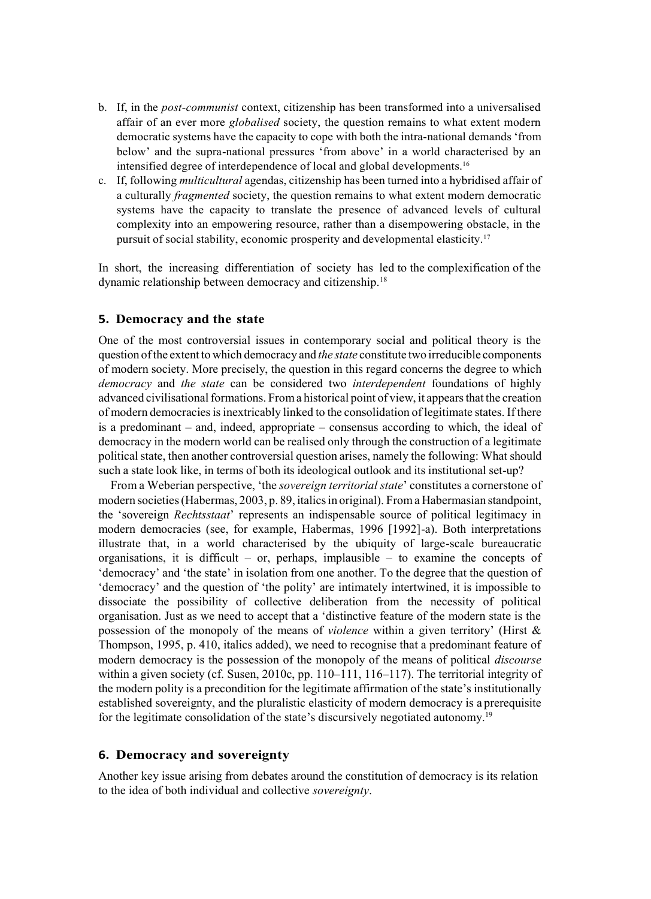b. If, in the *post-communist* context, citizenship has been transformed into a universalised affair of an ever more *globalised* society, the question remains to what extent modern democratic systems have the capacity to cope with both the intra-national demands 'from below' and the supra-national pressures 'from above' in a world characterised by an intensified degree of interdependence of local and global developments.[16]

c. If, following *multicultural* agendas, citizenship has been turned into a hybridised affair of a culturally *fragmented* society, the question remains to what extent modern democratic systems have the capacity to translate the presence of advanced levels of cultural complexity into an empowering resource, rather than a disempowering obstacle, in the pursuit of social stability, economic prosperity and developmental elasticity.[17]

In short, the increasing differentiation of society has led to the complexification of the dynamic relationship between democracy and citizenship.[18]

## 5. Democracy and the state

One of the most controversial issues in contemporary social and political theory is the question of the extent to which democracy and *the state* constitute two irreducible components of modern society. More precisely, the question in this regard concerns the degree to which *democracy* and *the state* can be considered two *interdependent* foundations of highly advanced civilisational formations. From a historical point of view, it appears that the creation of modern democracies is inextricably linked to the consolidation of legitimate states. If there is a predominant – and, indeed, appropriate – consensus according to which, the ideal of democracy in the modern world can be realised only through the construction of a legitimate political state, then another controversial question arises, namely the following: What should such a state look like, in terms of both its ideological outlook and its institutional set-up?

From a Weberian perspective, 'the *sovereign territorial state*' constitutes a cornerstone of modern societies (Habermas, 2003, p. 89, italics in original). From a Habermasian standpoint, the 'sovereign *Rechtsstaat*' represents an indispensable source of political legitimacy in modern democracies (see, for example, Habermas, 1996 [1992]-a). Both interpretations illustrate that, in a world characterised by the ubiquity of large-scale bureaucratic organisations, it is difficult – or, perhaps, implausible – to examine the concepts of 'democracy' and 'the state' in isolation from one another. To the degree that the question of 'democracy' and the question of 'the polity' are intimately intertwined, it is impossible to dissociate the possibility of collective deliberation from the necessity of political organisation. Just as we need to accept that a 'distinctive feature of the modern state is the possession of the monopoly of the means of *violence* within a given territory' (Hirst & Thompson, 1995, p. 410, italics added), we need to recognise that a predominant feature of modern democracy is the possession of the monopoly of the means of political *discourse* within a given society (cf. Susen, 2010c, pp. 110–111, 116–117). The territorial integrity of the modern polity is a precondition for the legitimate affirmation of the state's institutionally established sovereignty, and the pluralistic elasticity of modern democracy is a prerequisite for the legitimate consolidation of the state's discursively negotiated autonomy.[19]

## 6. Democracy and sovereignty

Another key issue arising from debates around the constitution of democracy is its relation to the idea of both individual and collective *sovereignty*.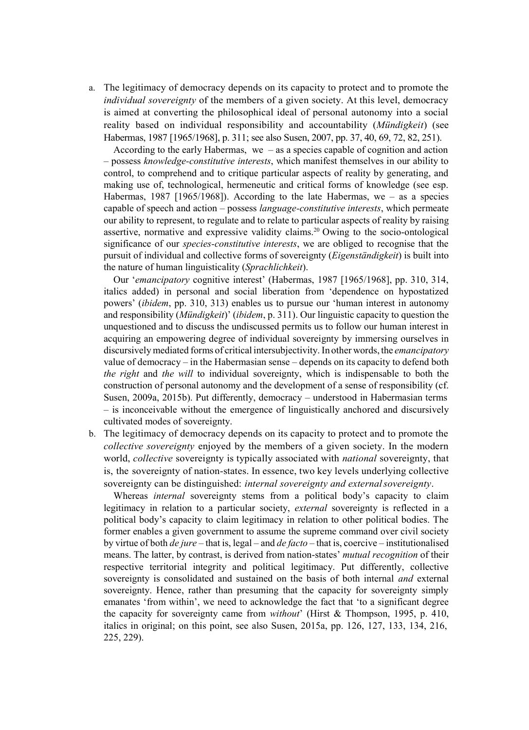a. The legitimacy of democracy depends on its capacity to protect and to promote the *individual sovereignty* of the members of a given society. At this level, democracy is aimed at converting the philosophical ideal of personal autonomy into a social reality based on individual responsibility and accountability (*Mündigkeit*) (see Habermas, 1987 [1965/1968], p. 311; see also Susen, 2007, pp. 37, 40, 69, 72, 82, 251).

   According to the early Habermas, we – as a species capable of cognition and action – possess *knowledge-constitutive interests*, which manifest themselves in our ability to control, to comprehend and to critique particular aspects of reality by generating, and making use of, technological, hermeneutic and critical forms of knowledge (see esp. Habermas, 1987 [1965/1968]). According to the late Habermas, we – as a species capable of speech and action – possess *language-constitutive interests*, which permeate our ability to represent, to regulate and to relate to particular aspects of reality by raising assertive, normative and expressive validity claims.[20] Owing to the socio-ontological significance of our *species-constitutive interests*, we are obliged to recognise that the pursuit of individual and collective forms of sovereignty (*Eigenständigkeit*) is built into the nature of human linguisticality (*Sprachlichkeit*).

   Our '*emancipatory* cognitive interest' (Habermas, 1987 [1965/1968], pp. 310, 314, italics added) in personal and social liberation from 'dependence on hypostatized powers' (*ibidem*, pp. 310, 313) enables us to pursue our 'human interest in autonomy and responsibility (*Mündigkeit*)' (*ibidem*, p. 311). Our linguistic capacity to question the unquestioned and to discuss the undiscussed permits us to follow our human interest in acquiring an empowering degree of individual sovereignty by immersing ourselves in discursively mediated forms of critical intersubjectivity. In other words, the *emancipatory* value of democracy – in the Habermasian sense – depends on its capacity to defend both *the right* and *the will* to individual sovereignty, which is indispensable to both the construction of personal autonomy and the development of a sense of responsibility (cf. Susen, 2009a, 2015b). Put differently, democracy – understood in Habermasian terms – is inconceivable without the emergence of linguistically anchored and discursively cultivated modes of sovereignty.

b. The legitimacy of democracy depends on its capacity to protect and to promote the *collective sovereignty* enjoyed by the members of a given society. In the modern world, *collective* sovereignty is typically associated with *national* sovereignty, that is, the sovereignty of nation-states. In essence, two key levels underlying collective sovereignty can be distinguished: *internal sovereignty and external sovereignty*.

   Whereas *internal* sovereignty stems from a political body's capacity to claim legitimacy in relation to a particular society, *external* sovereignty is reflected in a political body's capacity to claim legitimacy in relation to other political bodies. The former enables a given government to assume the supreme command over civil society by virtue of both *de jure* – that is, legal – and *de facto* – that is, coercive – institutionalised means. The latter, by contrast, is derived from nation-states' *mutual recognition* of their respective territorial integrity and political legitimacy. Put differently, collective sovereignty is consolidated and sustained on the basis of both internal *and* external sovereignty. Hence, rather than presuming that the capacity for sovereignty simply emanates 'from within', we need to acknowledge the fact that 'to a significant degree the capacity for sovereignty came from *without*' (Hirst & Thompson, 1995, p. 410, italics in original; on this point, see also Susen, 2015a, pp. 126, 127, 133, 134, 216, 225, 229).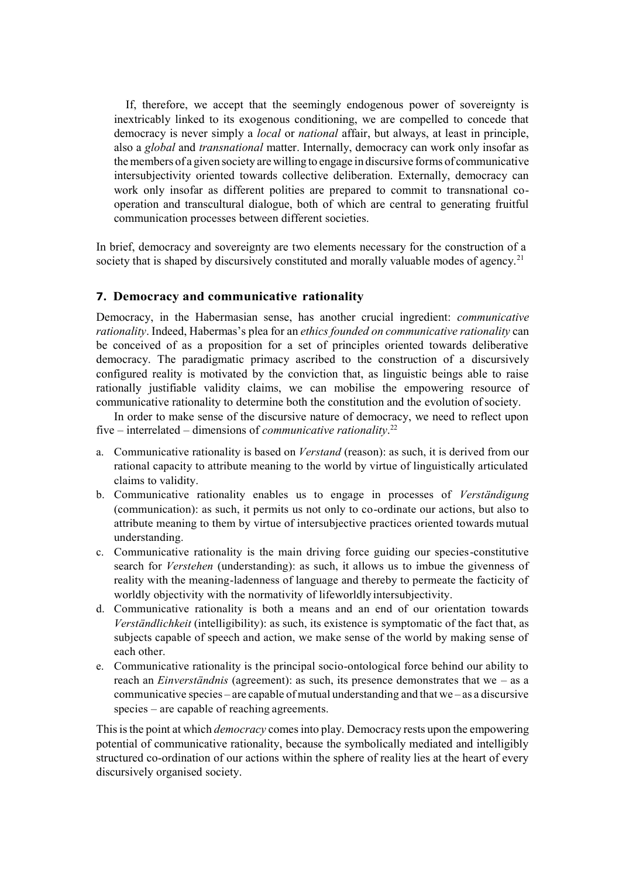If, therefore, we accept that the seemingly endogenous power of sovereignty is inextricably linked to its exogenous conditioning, we are compelled to concede that democracy is never simply a *local* or *national* affair, but always, at least in principle, also a *global* and *transnational* matter. Internally, democracy can work only insofar as the members of a given society are willing to engage in discursive forms of communicative intersubjectivity oriented towards collective deliberation. Externally, democracy can work only insofar as different polities are prepared to commit to transnational co-operation and transcultural dialogue, both of which are central to generating fruitful communication processes between different societies.

In brief, democracy and sovereignty are two elements necessary for the construction of a society that is shaped by discursively constituted and morally valuable modes of agency.[21]

## 7. Democracy and communicative rationality

Democracy, in the Habermasian sense, has another crucial ingredient: *communicative rationality*. Indeed, Habermas's plea for an *ethics founded on communicative rationality* can be conceived of as a proposition for a set of principles oriented towards deliberative democracy. The paradigmatic primacy ascribed to the construction of a discursively configured reality is motivated by the conviction that, as linguistic beings able to raise rationally justifiable validity claims, we can mobilise the empowering resource of communicative rationality to determine both the constitution and the evolution of society.

In order to make sense of the discursive nature of democracy, we need to reflect upon five – interrelated – dimensions of *communicative rationality*.[22]

a. Communicative rationality is based on *Verstand* (reason): as such, it is derived from our rational capacity to attribute meaning to the world by virtue of linguistically articulated claims to validity.
b. Communicative rationality enables us to engage in processes of *Verständigung* (communication): as such, it permits us not only to co-ordinate our actions, but also to attribute meaning to them by virtue of intersubjective practices oriented towards mutual understanding.
c. Communicative rationality is the main driving force guiding our species-constitutive search for *Verstehen* (understanding): as such, it allows us to imbue the givenness of reality with the meaning-ladenness of language and thereby to permeate the facticity of worldly objectivity with the normativity of lifeworldly intersubjectivity.
d. Communicative rationality is both a means and an end of our orientation towards *Verständlichkeit* (intelligibility): as such, its existence is symptomatic of the fact that, as subjects capable of speech and action, we make sense of the world by making sense of each other.
e. Communicative rationality is the principal socio-ontological force behind our ability to reach an *Einverständnis* (agreement): as such, its presence demonstrates that we – as a communicative species – are capable of mutual understanding and that we – as a discursive species – are capable of reaching agreements.

This is the point at which *democracy* comes into play. Democracy rests upon the empowering potential of communicative rationality, because the symbolically mediated and intelligibly structured co-ordination of our actions within the sphere of reality lies at the heart of every discursively organised society.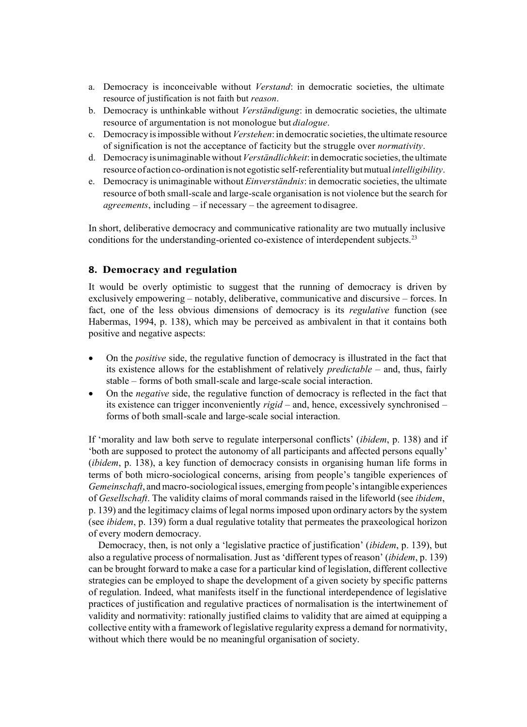a. Democracy is inconceivable without *Verstand*: in democratic societies, the ultimate resource of justification is not faith but *reason*.
b. Democracy is unthinkable without *Verständigung*: in democratic societies, the ultimate resource of argumentation is not monologue but *dialogue*.
c. Democracy is impossible without *Verstehen*: in democratic societies, the ultimate resource of signification is not the acceptance of facticity but the struggle over *normativity*.
d. Democracy is unimaginable without *Verständlichkeit*: in democratic societies, the ultimate resource of action co-ordination is not egotistic self-referentiality but mutual *intelligibility*.
e. Democracy is unimaginable without *Einverständnis*: in democratic societies, the ultimate resource of both small-scale and large-scale organisation is not violence but the search for *agreements*, including – if necessary – the agreement to disagree.

In short, deliberative democracy and communicative rationality are two mutually inclusive conditions for the understanding-oriented co-existence of interdependent subjects.[23]

## 8. Democracy and regulation

It would be overly optimistic to suggest that the running of democracy is driven by exclusively empowering – notably, deliberative, communicative and discursive – forces. In fact, one of the less obvious dimensions of democracy is its *regulative* function (see Habermas, 1994, p. 138), which may be perceived as ambivalent in that it contains both positive and negative aspects:

- On the *positive* side, the regulative function of democracy is illustrated in the fact that its existence allows for the establishment of relatively *predictable* – and, thus, fairly stable – forms of both small-scale and large-scale social interaction.
- On the *negative* side, the regulative function of democracy is reflected in the fact that its existence can trigger inconveniently *rigid* – and, hence, excessively synchronised – forms of both small-scale and large-scale social interaction.

If 'morality and law both serve to regulate interpersonal conflicts' (*ibidem*, p. 138) and if 'both are supposed to protect the autonomy of all participants and affected persons equally' (*ibidem*, p. 138), a key function of democracy consists in organising human life forms in terms of both micro-sociological concerns, arising from people's tangible experiences of *Gemeinschaft*, and macro-sociological issues, emerging from people's intangible experiences of *Gesellschaft*. The validity claims of moral commands raised in the lifeworld (see *ibidem*, p. 139) and the legitimacy claims of legal norms imposed upon ordinary actors by the system (see *ibidem*, p. 139) form a dual regulative totality that permeates the praxeological horizon of every modern democracy.

Democracy, then, is not only a 'legislative practice of justification' (*ibidem*, p. 139), but also a regulative process of normalisation. Just as 'different types of reason' (*ibidem*, p. 139) can be brought forward to make a case for a particular kind of legislation, different collective strategies can be employed to shape the development of a given society by specific patterns of regulation. Indeed, what manifests itself in the functional interdependence of legislative practices of justification and regulative practices of normalisation is the intertwinement of validity and normativity: rationally justified claims to validity that are aimed at equipping a collective entity with a framework of legislative regularity express a demand for normativity, without which there would be no meaningful organisation of society.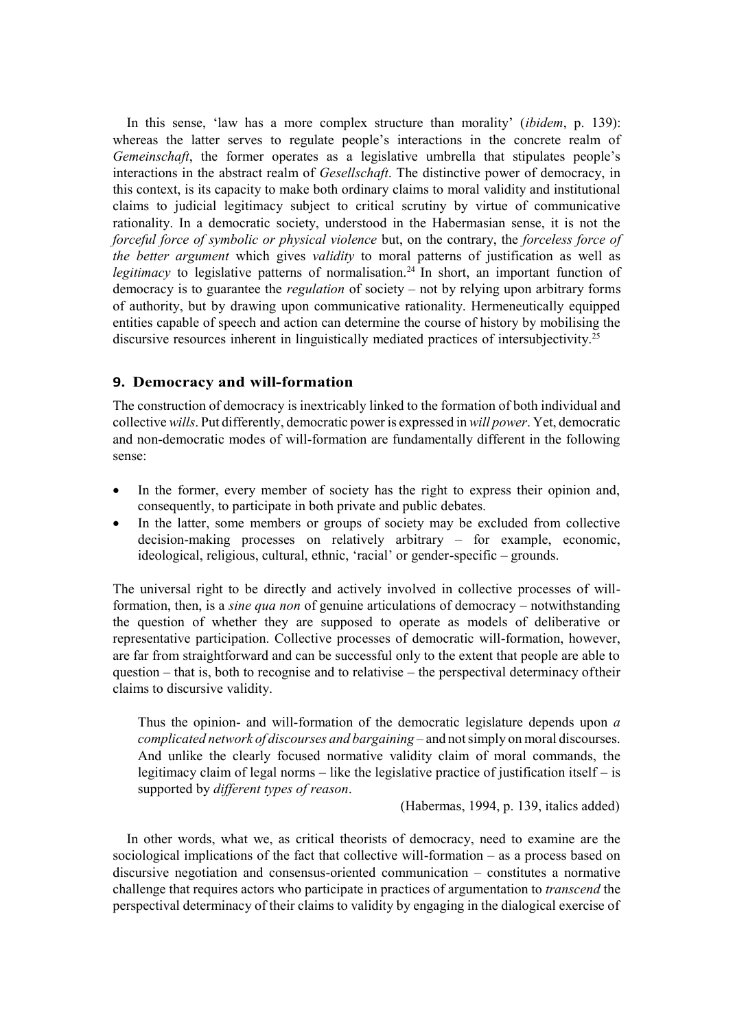In this sense, 'law has a more complex structure than morality' (*ibidem*, p. 139): whereas the latter serves to regulate people's interactions in the concrete realm of *Gemeinschaft*, the former operates as a legislative umbrella that stipulates people's interactions in the abstract realm of *Gesellschaft*. The distinctive power of democracy, in this context, is its capacity to make both ordinary claims to moral validity and institutional claims to judicial legitimacy subject to critical scrutiny by virtue of communicative rationality. In a democratic society, understood in the Habermasian sense, it is not the *forceful force of symbolic or physical violence* but, on the contrary, the *forceless force of the better argument* which gives *validity* to moral patterns of justification as well as *legitimacy* to legislative patterns of normalisation.[24] In short, an important function of democracy is to guarantee the *regulation* of society – not by relying upon arbitrary forms of authority, but by drawing upon communicative rationality. Hermeneutically equipped entities capable of speech and action can determine the course of history by mobilising the discursive resources inherent in linguistically mediated practices of intersubjectivity.[25]

## 9. Democracy and will-formation

The construction of democracy is inextricably linked to the formation of both individual and collective *wills*. Put differently, democratic power is expressed in *will power*. Yet, democratic and non-democratic modes of will-formation are fundamentally different in the following sense:

- In the former, every member of society has the right to express their opinion and, consequently, to participate in both private and public debates.
- In the latter, some members or groups of society may be excluded from collective decision-making processes on relatively arbitrary – for example, economic, ideological, religious, cultural, ethnic, 'racial' or gender-specific – grounds.

The universal right to be directly and actively involved in collective processes of will-formation, then, is a *sine qua non* of genuine articulations of democracy – notwithstanding the question of whether they are supposed to operate as models of deliberative or representative participation. Collective processes of democratic will-formation, however, are far from straightforward and can be successful only to the extent that people are able to question – that is, both to recognise and to relativise – the perspectival determinacy oftheir claims to discursive validity.

> Thus the opinion- and will-formation of the democratic legislature depends upon *a complicated network of discourses and bargaining* – and not simply on moral discourses. And unlike the clearly focused normative validity claim of moral commands, the legitimacy claim of legal norms – like the legislative practice of justification itself – is supported by *different types of reason*.
>
> (Habermas, 1994, p. 139, italics added)

In other words, what we, as critical theorists of democracy, need to examine are the sociological implications of the fact that collective will-formation – as a process based on discursive negotiation and consensus-oriented communication – constitutes a normative challenge that requires actors who participate in practices of argumentation to *transcend* the perspectival determinacy of their claims to validity by engaging in the dialogical exercise of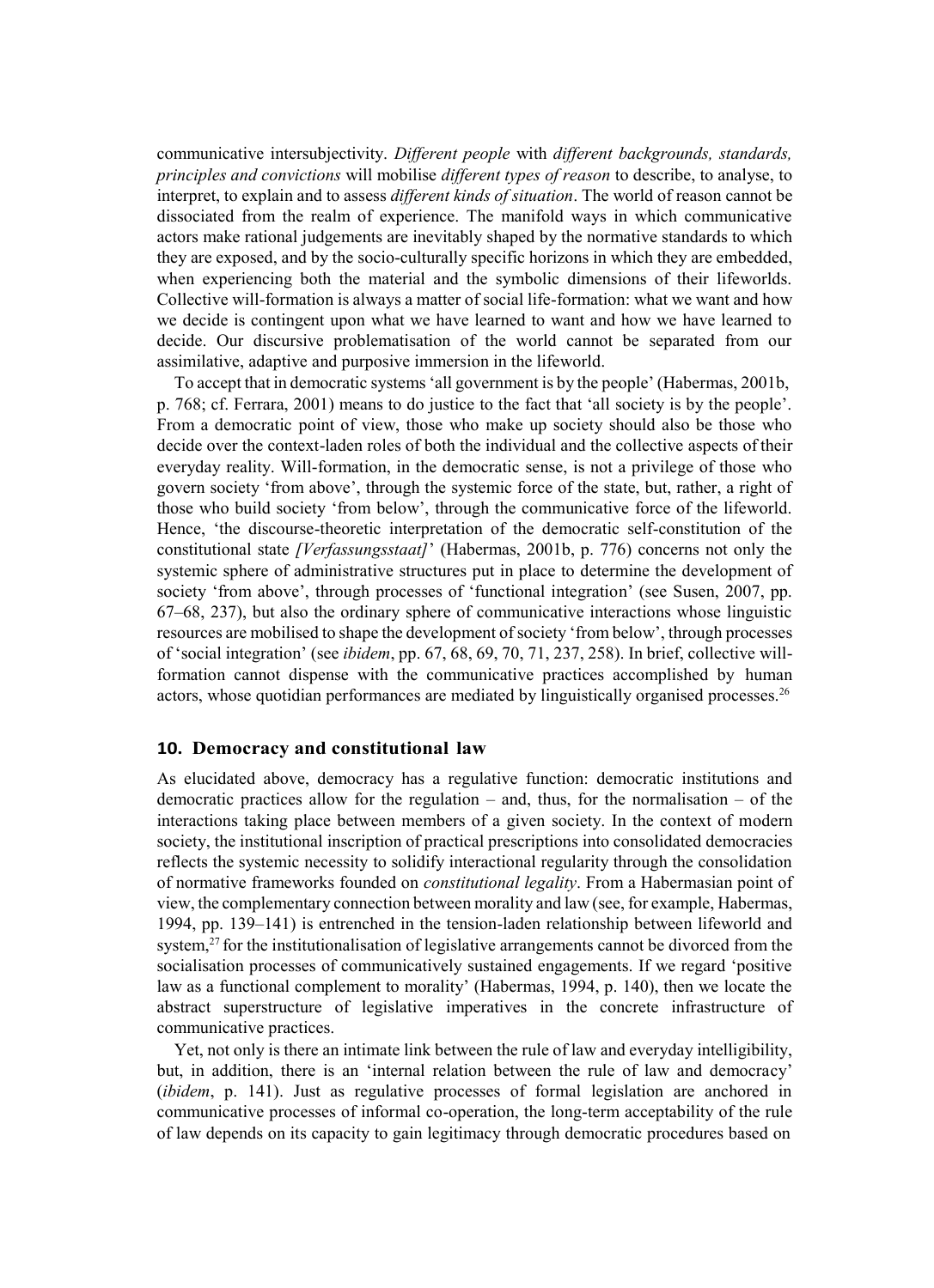communicative intersubjectivity. *Different people* with *different backgrounds, standards, principles and convictions* will mobilise *different types of reason* to describe, to analyse, to interpret, to explain and to assess *different kinds of situation*. The world of reason cannot be dissociated from the realm of experience. The manifold ways in which communicative actors make rational judgements are inevitably shaped by the normative standards to which they are exposed, and by the socio-culturally specific horizons in which they are embedded, when experiencing both the material and the symbolic dimensions of their lifeworlds. Collective will-formation is always a matter of social life-formation: what we want and how we decide is contingent upon what we have learned to want and how we have learned to decide. Our discursive problematisation of the world cannot be separated from our assimilative, adaptive and purposive immersion in the lifeworld.

To accept that in democratic systems 'all government is by the people' (Habermas, 2001b, p. 768; cf. Ferrara, 2001) means to do justice to the fact that 'all society is by the people'. From a democratic point of view, those who make up society should also be those who decide over the context-laden roles of both the individual and the collective aspects of their everyday reality. Will-formation, in the democratic sense, is not a privilege of those who govern society 'from above', through the systemic force of the state, but, rather, a right of those who build society 'from below', through the communicative force of the lifeworld. Hence, 'the discourse-theoretic interpretation of the democratic self-constitution of the constitutional state *[Verfassungsstaat]*' (Habermas, 2001b, p. 776) concerns not only the systemic sphere of administrative structures put in place to determine the development of society 'from above', through processes of 'functional integration' (see Susen, 2007, pp. 67–68, 237), but also the ordinary sphere of communicative interactions whose linguistic resources are mobilised to shape the development of society 'from below', through processes of 'social integration' (see *ibidem*, pp. 67, 68, 69, 70, 71, 237, 258). In brief, collective will-formation cannot dispense with the communicative practices accomplished by human actors, whose quotidian performances are mediated by linguistically organised processes.[26]

## 10. Democracy and constitutional law

As elucidated above, democracy has a regulative function: democratic institutions and democratic practices allow for the regulation – and, thus, for the normalisation – of the interactions taking place between members of a given society. In the context of modern society, the institutional inscription of practical prescriptions into consolidated democracies reflects the systemic necessity to solidify interactional regularity through the consolidation of normative frameworks founded on *constitutional legality*. From a Habermasian point of view, the complementary connection between morality and law (see, for example, Habermas, 1994, pp. 139–141) is entrenched in the tension-laden relationship between lifeworld and system,[27] for the institutionalisation of legislative arrangements cannot be divorced from the socialisation processes of communicatively sustained engagements. If we regard 'positive law as a functional complement to morality' (Habermas, 1994, p. 140), then we locate the abstract superstructure of legislative imperatives in the concrete infrastructure of communicative practices.

Yet, not only is there an intimate link between the rule of law and everyday intelligibility, but, in addition, there is an 'internal relation between the rule of law and democracy' (*ibidem*, p. 141). Just as regulative processes of formal legislation are anchored in communicative processes of informal co-operation, the long-term acceptability of the rule of law depends on its capacity to gain legitimacy through democratic procedures based on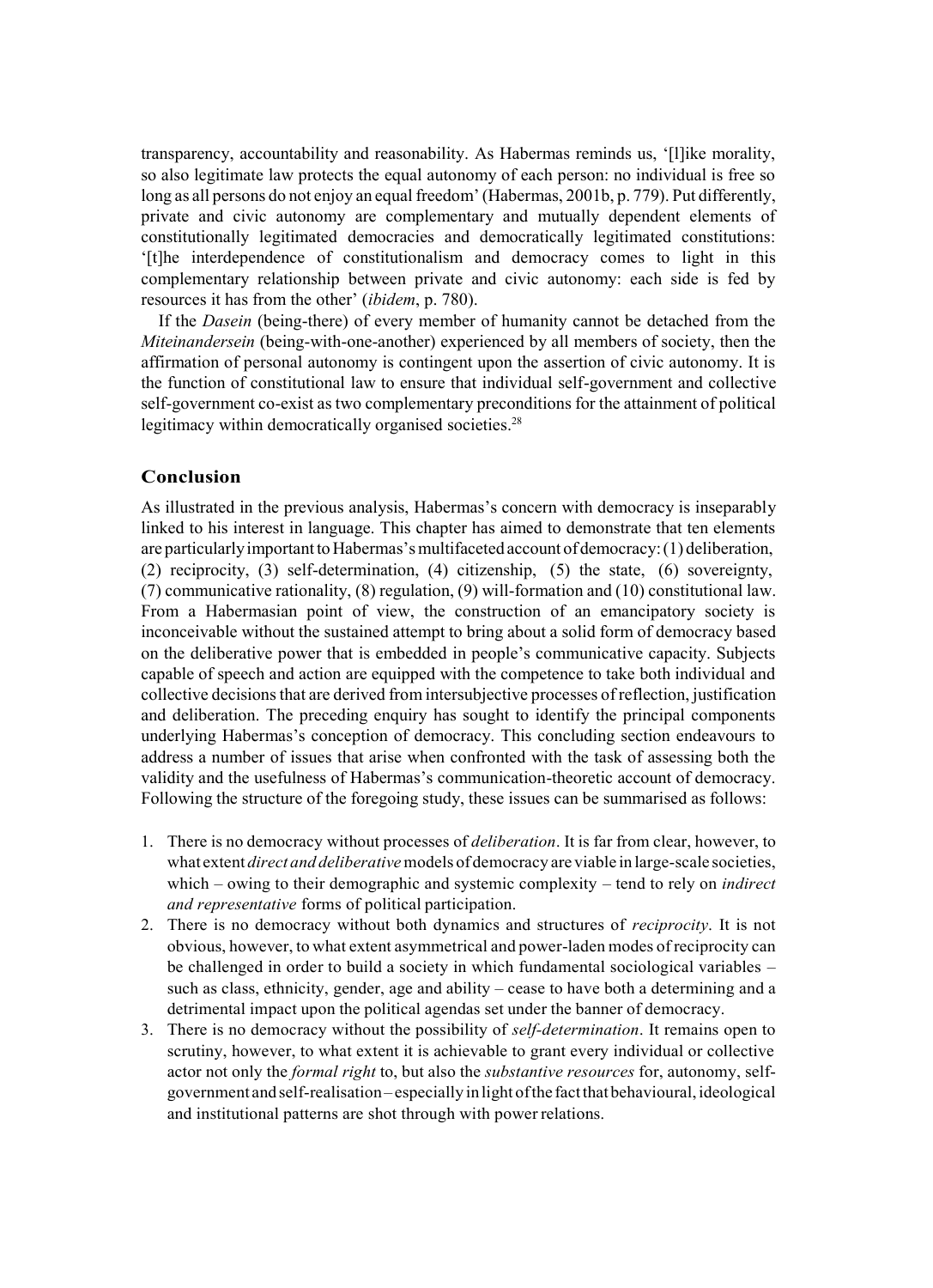transparency, accountability and reasonability. As Habermas reminds us, '[l]ike morality, so also legitimate law protects the equal autonomy of each person: no individual is free so long as all persons do not enjoy an equal freedom' (Habermas, 2001b, p. 779). Put differently, private and civic autonomy are complementary and mutually dependent elements of constitutionally legitimated democracies and democratically legitimated constitutions: '[t]he interdependence of constitutionalism and democracy comes to light in this complementary relationship between private and civic autonomy: each side is fed by resources it has from the other' (*ibidem*, p. 780).

If the *Dasein* (being-there) of every member of humanity cannot be detached from the *Miteinandersein* (being-with-one-another) experienced by all members of society, then the affirmation of personal autonomy is contingent upon the assertion of civic autonomy. It is the function of constitutional law to ensure that individual self-government and collective self-government co-exist as two complementary preconditions for the attainment of political legitimacy within democratically organised societies.[28]

## Conclusion

As illustrated in the previous analysis, Habermas's concern with democracy is inseparably linked to his interest in language. This chapter has aimed to demonstrate that ten elements are particularly important to Habermas's multifaceted account of democracy: (1) deliberation, (2) reciprocity, (3) self-determination, (4) citizenship, (5) the state, (6) sovereignty, (7) communicative rationality, (8) regulation, (9) will-formation and (10) constitutional law. From a Habermasian point of view, the construction of an emancipatory society is inconceivable without the sustained attempt to bring about a solid form of democracy based on the deliberative power that is embedded in people's communicative capacity. Subjects capable of speech and action are equipped with the competence to take both individual and collective decisions that are derived from intersubjective processes of reflection, justification and deliberation. The preceding enquiry has sought to identify the principal components underlying Habermas's conception of democracy. This concluding section endeavours to address a number of issues that arise when confronted with the task of assessing both the validity and the usefulness of Habermas's communication-theoretic account of democracy. Following the structure of the foregoing study, these issues can be summarised as follows:

1. There is no democracy without processes of *deliberation*. It is far from clear, however, to what extent *direct and deliberative* models of democracy are viable in large-scale societies, which – owing to their demographic and systemic complexity – tend to rely on *indirect and representative* forms of political participation.
2. There is no democracy without both dynamics and structures of *reciprocity*. It is not obvious, however, to what extent asymmetrical and power-laden modes of reciprocity can be challenged in order to build a society in which fundamental sociological variables – such as class, ethnicity, gender, age and ability – cease to have both a determining and a detrimental impact upon the political agendas set under the banner of democracy.
3. There is no democracy without the possibility of *self-determination*. It remains open to scrutiny, however, to what extent it is achievable to grant every individual or collective actor not only the *formal right* to, but also the *substantive resources* for, autonomy, self-government and self-realisation – especially in light of the fact that behavioural, ideological and institutional patterns are shot through with power relations.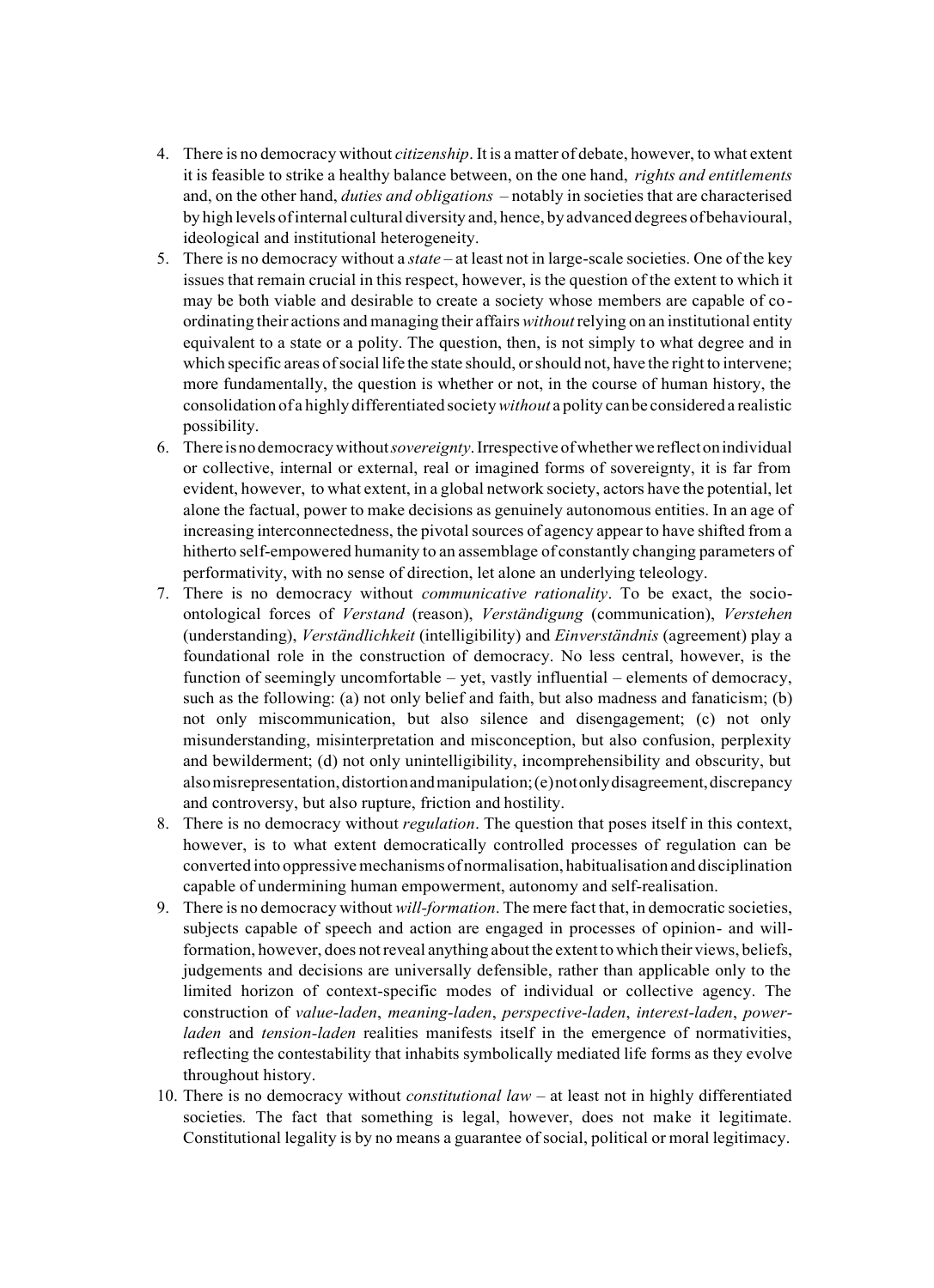4. There is no democracy without *citizenship*. It is a matter of debate, however, to what extent it is feasible to strike a healthy balance between, on the one hand, *rights and entitlements* and, on the other hand, *duties and obligations* – notably in societies that are characterised by high levels of internal cultural diversity and, hence, by advanced degrees of behavioural, ideological and institutional heterogeneity.
5. There is no democracy without a *state* – at least not in large-scale societies. One of the key issues that remain crucial in this respect, however, is the question of the extent to which it may be both viable and desirable to create a society whose members are capable of co-ordinating their actions and managing their affairs *without* relying on an institutional entity equivalent to a state or a polity. The question, then, is not simply to what degree and in which specific areas of social life the state should, or should not, have the right to intervene; more fundamentally, the question is whether or not, in the course of human history, the consolidation of a highly differentiated society *without* a polity can be considered a realistic possibility.
6. There is no democracy without *sovereignty*. Irrespective of whether we reflect on individual or collective, internal or external, real or imagined forms of sovereignty, it is far from evident, however, to what extent, in a global network society, actors have the potential, let alone the factual, power to make decisions as genuinely autonomous entities. In an age of increasing interconnectedness, the pivotal sources of agency appear to have shifted from a hitherto self-empowered humanity to an assemblage of constantly changing parameters of performativity, with no sense of direction, let alone an underlying teleology.
7. There is no democracy without *communicative rationality*. To be exact, the socio-ontological forces of *Verstand* (reason), *Verständigung* (communication), *Verstehen* (understanding), *Verständlichkeit* (intelligibility) and *Einverständnis* (agreement) play a foundational role in the construction of democracy. No less central, however, is the function of seemingly uncomfortable – yet, vastly influential – elements of democracy, such as the following: (a) not only belief and faith, but also madness and fanaticism; (b) not only miscommunication, but also silence and disengagement; (c) not only misunderstanding, misinterpretation and misconception, but also confusion, perplexity and bewilderment; (d) not only unintelligibility, incomprehensibility and obscurity, but also misrepresentation, distortion and manipulation; (e) not only disagreement, discrepancy and controversy, but also rupture, friction and hostility.
8. There is no democracy without *regulation*. The question that poses itself in this context, however, is to what extent democratically controlled processes of regulation can be converted into oppressive mechanisms of normalisation, habitualisation and disciplination capable of undermining human empowerment, autonomy and self-realisation.
9. There is no democracy without *will-formation*. The mere fact that, in democratic societies, subjects capable of speech and action are engaged in processes of opinion- and will-formation, however, does not reveal anything about the extent to which their views, beliefs, judgements and decisions are universally defensible, rather than applicable only to the limited horizon of context-specific modes of individual or collective agency. The construction of *value-laden*, *meaning-laden*, *perspective-laden*, *interest-laden*, *power-laden* and *tension-laden* realities manifests itself in the emergence of normativities, reflecting the contestability that inhabits symbolically mediated life forms as they evolve throughout history.
10. There is no democracy without *constitutional law* – at least not in highly differentiated societies. The fact that something is legal, however, does not make it legitimate. Constitutional legality is by no means a guarantee of social, political or moral legitimacy.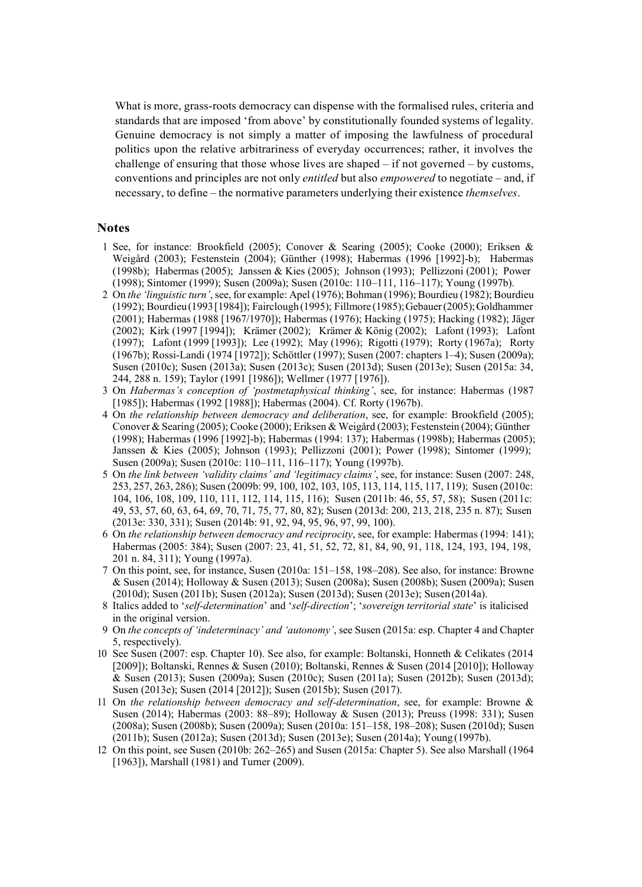What is more, grass-roots democracy can dispense with the formalised rules, criteria and standards that are imposed 'from above' by constitutionally founded systems of legality. Genuine democracy is not simply a matter of imposing the lawfulness of procedural politics upon the relative arbitrariness of everyday occurrences; rather, it involves the challenge of ensuring that those whose lives are shaped – if not governed – by customs, conventions and principles are not only *entitled* but also *empowered* to negotiate – and, if necessary, to define – the normative parameters underlying their existence *themselves*.

## Notes

1. See, for instance: Brookfield (2005); Conover & Searing (2005); Cooke (2000); Eriksen & Weigård (2003); Festenstein (2004); Günther (1998); Habermas (1996 [1992]-b); Habermas (1998b); Habermas (2005); Janssen & Kies (2005); Johnson (1993); Pellizzoni (2001); Power (1998); Sintomer (1999); Susen (2009a); Susen (2010c: 110–111, 116–117); Young (1997b).
2. On *the 'linguistic turn'*, see, for example: Apel (1976); Bohman (1996); Bourdieu (1982); Bourdieu (1992); Bourdieu (1993 [1984]); Fairclough (1995); Fillmore (1985); Gebauer (2005); Goldhammer (2001); Habermas (1988 [1967/1970]); Habermas (1976); Hacking (1975); Hacking (1982); Jäger (2002); Kirk (1997 [1994]); Krämer (2002); Krämer & König (2002); Lafont (1993); Lafont (1997); Lafont (1999 [1993]); Lee (1992); May (1996); Rigotti (1979); Rorty (1967a); Rorty (1967b); Rossi-Landi (1974 [1972]); Schöttler (1997); Susen (2007: chapters 1–4); Susen (2009a); Susen (2010c); Susen (2013a); Susen (2013c); Susen (2013d); Susen (2013e); Susen (2015a: 34, 244, 288 n. 159); Taylor (1991 [1986]); Wellmer (1977 [1976]).
3. On *Habermas's conception of 'postmetaphysical thinking'*, see, for instance: Habermas (1987 [1985]); Habermas (1992 [1988]); Habermas (2004). Cf. Rorty (1967b).
4. On *the relationship between democracy and deliberation*, see, for example: Brookfield (2005); Conover & Searing (2005); Cooke (2000); Eriksen & Weigård (2003); Festenstein (2004); Günther (1998); Habermas (1996 [1992]-b); Habermas (1994: 137); Habermas (1998b); Habermas (2005); Janssen & Kies (2005); Johnson (1993); Pellizzoni (2001); Power (1998); Sintomer (1999); Susen (2009a); Susen (2010c: 110–111, 116–117); Young (1997b).
5. On *the link between 'validity claims' and 'legitimacy claims'*, see, for instance: Susen (2007: 248, 253, 257, 263, 286); Susen (2009b: 99, 100, 102, 103, 105, 113, 114, 115, 117, 119); Susen (2010c: 104, 106, 108, 109, 110, 111, 112, 114, 115, 116); Susen (2011b: 46, 55, 57, 58); Susen (2011c: 49, 53, 57, 60, 63, 64, 69, 70, 71, 75, 77, 80, 82); Susen (2013d: 200, 213, 218, 235 n. 87); Susen (2013e: 330, 331); Susen (2014b: 91, 92, 94, 95, 96, 97, 99, 100).
6. On *the relationship between democracy and reciprocity*, see, for example: Habermas (1994: 141); Habermas (2005: 384); Susen (2007: 23, 41, 51, 52, 72, 81, 84, 90, 91, 118, 124, 193, 194, 198, 201 n. 84, 311); Young (1997a).
7. On this point, see, for instance, Susen (2010a: 151–158, 198–208). See also, for instance: Browne & Susen (2014); Holloway & Susen (2013); Susen (2008a); Susen (2008b); Susen (2009a); Susen (2010d); Susen (2011b); Susen (2012a); Susen (2013d); Susen (2013e); Susen (2014a).
8. Italics added to '*self-determination*' and '*self-direction*'; '*sovereign territorial state*' is italicised in the original version.
9. On *the concepts of 'indeterminacy' and 'autonomy'*, see Susen (2015a: esp. Chapter 4 and Chapter 5, respectively).
10. See Susen (2007: esp. Chapter 10). See also, for example: Boltanski, Honneth & Celikates (2014 [2009]); Boltanski, Rennes & Susen (2010); Boltanski, Rennes & Susen (2014 [2010]); Holloway & Susen (2013); Susen (2009a); Susen (2010c); Susen (2011a); Susen (2012b); Susen (2013d); Susen (2013e); Susen (2014 [2012]); Susen (2015b); Susen (2017).
11. On *the relationship between democracy and self-determination*, see, for example: Browne & Susen (2014); Habermas (2003: 88–89); Holloway & Susen (2013); Preuss (1998: 331); Susen (2008a); Susen (2008b); Susen (2009a); Susen (2010a: 151–158, 198–208); Susen (2010d); Susen (2011b); Susen (2012a); Susen (2013d); Susen (2013e); Susen (2014a); Young (1997b).
12. On this point, see Susen (2010b: 262–265) and Susen (2015a: Chapter 5). See also Marshall (1964 [1963]), Marshall (1981) and Turner (2009).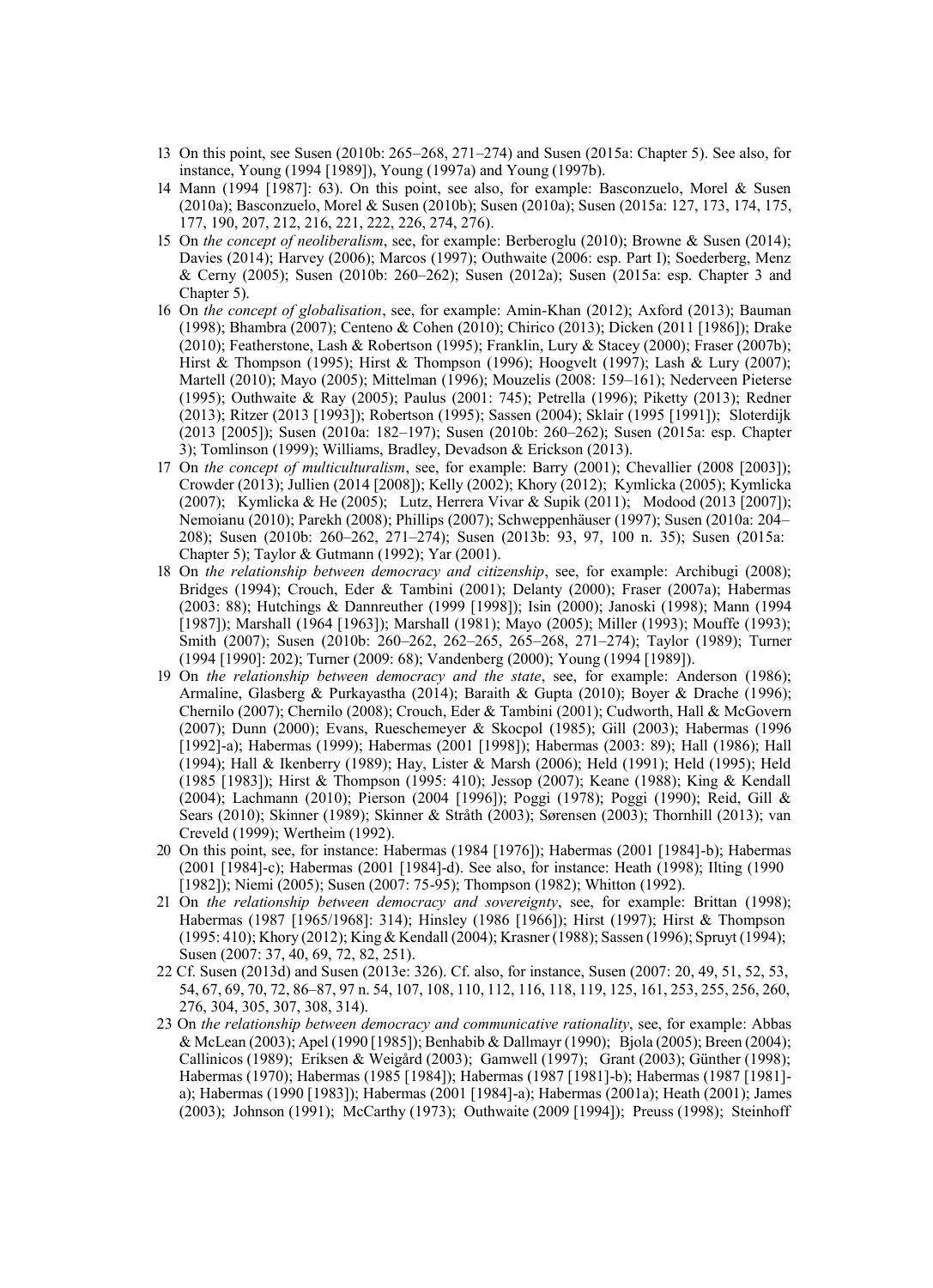13 On this point, see Susen (2010b: 265–268, 271–274) and Susen (2015a: Chapter 5). See also, for instance, Young (1994 [1989]), Young (1997a) and Young (1997b).

14 Mann (1994 [1987]: 63). On this point, see also, for example: Basconzuelo, Morel & Susen (2010a); Basconzuelo, Morel & Susen (2010b); Susen (2010a); Susen (2015a: 127, 173, 174, 175, 177, 190, 207, 212, 216, 221, 222, 226, 274, 276).

15 On *the concept of neoliberalism*, see, for example: Berberoglu (2010); Browne & Susen (2014); Davies (2014); Harvey (2006); Marcos (1997); Outhwaite (2006: esp. Part I); Soederberg, Menz & Cerny (2005); Susen (2010b: 260–262); Susen (2012a); Susen (2015a: esp. Chapter 3 and Chapter 5).

16 On *the concept of globalisation*, see, for example: Amin-Khan (2012); Axford (2013); Bauman (1998); Bhambra (2007); Centeno & Cohen (2010); Chirico (2013); Dicken (2011 [1986]); Drake (2010); Featherstone, Lash & Robertson (1995); Franklin, Lury & Stacey (2000); Fraser (2007b); Hirst & Thompson (1995); Hirst & Thompson (1996); Hoogvelt (1997); Lash & Lury (2007); Martell (2010); Mayo (2005); Mittelman (1996); Mouzelis (2008: 159–161); Nederveen Pieterse (1995); Outhwaite & Ray (2005); Paulus (2001: 745); Petrella (1996); Piketty (2013); Redner (2013); Ritzer (2013 [1993]); Robertson (1995); Sassen (2004); Sklair (1995 [1991]); Sloterdijk (2013 [2005]); Susen (2010a: 182–197); Susen (2010b: 260–262); Susen (2015a: esp. Chapter 3); Tomlinson (1999); Williams, Bradley, Devadson & Erickson (2013).

17 On *the concept of multiculturalism*, see, for example: Barry (2001); Chevallier (2008 [2003]); Crowder (2013); Jullien (2014 [2008]); Kelly (2002); Khory (2012); Kymlicka (2005); Kymlicka (2007); Kymlicka & He (2005); Lutz, Herrera Vivar & Supik (2011); Modood (2013 [2007]); Nemoianu (2010); Parekh (2008); Phillips (2007); Schweppenhäuser (1997); Susen (2010a: 204–208); Susen (2010b: 260–262, 271–274); Susen (2013b: 93, 97, 100 n. 35); Susen (2015a: Chapter 5); Taylor & Gutmann (1992); Yar (2001).

18 On *the relationship between democracy and citizenship*, see, for example: Archibugi (2008); Bridges (1994); Crouch, Eder & Tambini (2001); Delanty (2000); Fraser (2007a); Habermas (2003: 88); Hutchings & Dannreuther (1999 [1998]); Isin (2000); Janoski (1998); Mann (1994 [1987]); Marshall (1964 [1963]); Marshall (1981); Mayo (2005); Miller (1993); Mouffe (1993); Smith (2007); Susen (2010b: 260–262, 262–265, 265–268, 271–274); Taylor (1989); Turner (1994 [1990]: 202); Turner (2009: 68); Vandenberg (2000); Young (1994 [1989]).

19 On *the relationship between democracy and the state*, see, for example: Anderson (1986); Armaline, Glasberg & Purkayastha (2014); Baraith & Gupta (2010); Boyer & Drache (1996); Chernilo (2007); Chernilo (2008); Crouch, Eder & Tambini (2001); Cudworth, Hall & McGovern (2007); Dunn (2000); Evans, Rueschemeyer & Skocpol (1985); Gill (2003); Habermas (1996 [1992]-a); Habermas (1999); Habermas (2001 [1998]); Habermas (2003: 89); Hall (1986); Hall (1994); Hall & Ikenberry (1989); Hay, Lister & Marsh (2006); Held (1991); Held (1995); Held (1985 [1983]); Hirst & Thompson (1995: 410); Jessop (2007); Keane (1988); King & Kendall (2004); Lachmann (2010); Pierson (2004 [1996]); Poggi (1978); Poggi (1990); Reid, Gill & Sears (2010); Skinner (1989); Skinner & Stråth (2003); Sørensen (2003); Thornhill (2013); van Creveld (1999); Wertheim (1992).

20 On this point, see, for instance: Habermas (1984 [1976]); Habermas (2001 [1984]-b); Habermas (2001 [1984]-c); Habermas (2001 [1984]-d). See also, for instance: Heath (1998); Ilting (1990 [1982]); Niemi (2005); Susen (2007: 75-95); Thompson (1982); Whitton (1992).

21 On *the relationship between democracy and sovereignty*, see, for example: Brittan (1998); Habermas (1987 [1965/1968]: 314); Hinsley (1986 [1966]); Hirst (1997); Hirst & Thompson (1995: 410); Khory (2012); King & Kendall (2004); Krasner (1988); Sassen (1996); Spruyt (1994); Susen (2007: 37, 40, 69, 72, 82, 251).

22 Cf. Susen (2013d) and Susen (2013e: 326). Cf. also, for instance, Susen (2007: 20, 49, 51, 52, 53, 54, 67, 69, 70, 72, 86–87, 97 n. 54, 107, 108, 110, 112, 116, 118, 119, 125, 161, 253, 255, 256, 260, 276, 304, 305, 307, 308, 314).

23 On *the relationship between democracy and communicative rationality*, see, for example: Abbas & McLean (2003); Apel (1990 [1985]); Benhabib & Dallmayr (1990); Bjola (2005); Breen (2004); Callinicos (1989); Eriksen & Weigård (2003); Gamwell (1997); Grant (2003); Günther (1998); Habermas (1970); Habermas (1985 [1984]); Habermas (1987 [1981]-b); Habermas (1987 [1981]-a); Habermas (1990 [1983]); Habermas (2001 [1984]-a); Habermas (2001a); Heath (2001); James (2003); Johnson (1991); McCarthy (1973); Outhwaite (2009 [1994]); Preuss (1998); Steinhoff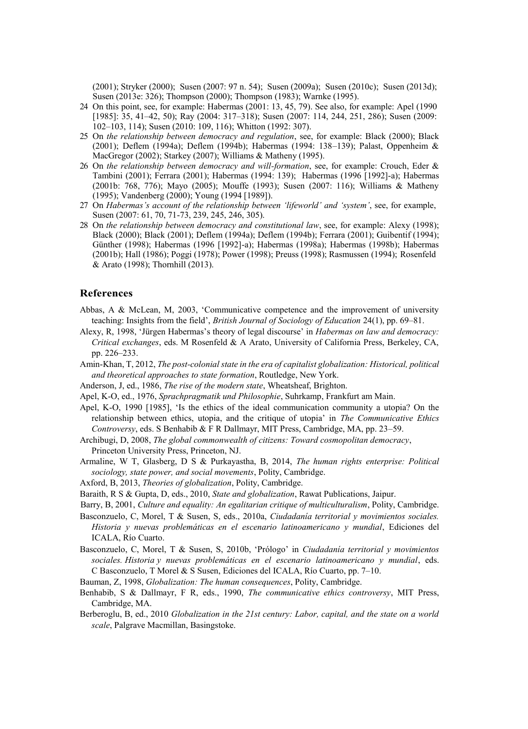(2001); Stryker (2000); Susen (2007: 97 n. 54); Susen (2009a); Susen (2010c); Susen (2013d); Susen (2013e: 326); Thompson (2000); Thompson (1983); Warnke (1995).

24 On this point, see, for example: Habermas (2001: 13, 45, 79). See also, for example: Apel (1990 [1985]: 35, 41–42, 50); Ray (2004: 317–318); Susen (2007: 114, 244, 251, 286); Susen (2009: 102–103, 114); Susen (2010: 109, 116); Whitton (1992: 307).

25 On *the relationship between democracy and regulation*, see, for example: Black (2000); Black (2001); Deflem (1994a); Deflem (1994b); Habermas (1994: 138–139); Palast, Oppenheim & MacGregor (2002); Starkey (2007); Williams & Matheny (1995).

26 On *the relationship between democracy and will-formation*, see, for example: Crouch, Eder & Tambini (2001); Ferrara (2001); Habermas (1994: 139); Habermas (1996 [1992]-a); Habermas (2001b: 768, 776); Mayo (2005); Mouffe (1993); Susen (2007: 116); Williams & Matheny (1995); Vandenberg (2000); Young (1994 [1989]).

27 On *Habermas's account of the relationship between 'lifeworld' and 'system'*, see, for example, Susen (2007: 61, 70, 71-73, 239, 245, 246, 305).

28 On *the relationship between democracy and constitutional law*, see, for example: Alexy (1998); Black (2000); Black (2001); Deflem (1994b); Ferrara (2001); Guibentif (1994); Günther (1998); Habermas (1996 [1992]-a); Habermas (1998a); Habermas (1998b); Habermas (2001b); Hall (1986); Poggi (1978); Power (1998); Preuss (1998); Rasmussen (1994); Rosenfeld & Arato (1998); Thornhill (2013).

## References

Abbas, A & McLean, M, 2003, 'Communicative competence and the improvement of university teaching: Insights from the field', *British Journal of Sociology of Education* 24(1), pp. 69–81.

Alexy, R, 1998, 'Jürgen Habermas's theory of legal discourse' in *Habermas on law and democracy: Critical exchanges*, eds. M Rosenfeld & A Arato, University of California Press, Berkeley, CA, pp. 226–233.

Amin-Khan, T, 2012, *The post-colonial state in the era of capitalist globalization: Historical, political and theoretical approaches to state formation*, Routledge, New York.

Anderson, J, ed., 1986, *The rise of the modern state*, Wheatsheaf, Brighton.

Apel, K-O, ed., 1976, *Sprachpragmatik und Philosophie*, Suhrkamp, Frankfurt am Main.

Apel, K-O, 1990 [1985], 'Is the ethics of the ideal communication community a utopia? On the relationship between ethics, utopia, and the critique of utopia' in *The Communicative Ethics Controversy*, eds. S Benhabib & F R Dallmayr, MIT Press, Cambridge, MA, pp. 23–59.

Archibugi, D, 2008, *The global commonwealth of citizens: Toward cosmopolitan democracy*, Princeton University Press, Princeton, NJ.

Armaline, W T, Glasberg, D S & Purkayastha, B, 2014, *The human rights enterprise: Political sociology, state power, and social movements*, Polity, Cambridge.

Axford, B, 2013, *Theories of globalization*, Polity, Cambridge.

Baraith, R S & Gupta, D, eds., 2010, *State and globalization*, Rawat Publications, Jaipur.

Barry, B, 2001, *Culture and equality: An egalitarian critique of multiculturalism*, Polity, Cambridge.

Basconzuelo, C, Morel, T & Susen, S, eds., 2010a, *Ciudadanía territorial y movimientos sociales. Historia y nuevas problemáticas en el escenario latinoamericano y mundial*, Ediciones del ICALA, Río Cuarto.

Basconzuelo, C, Morel, T & Susen, S, 2010b, 'Prólogo' in *Ciudadanía territorial y movimientos sociales. Historia y nuevas problemáticas en el escenario latinoamericano y mundial*, eds. C Basconzuelo, T Morel & S Susen, Ediciones del ICALA, Río Cuarto, pp. 7–10.

Bauman, Z, 1998, *Globalization: The human consequences*, Polity, Cambridge.

Benhabib, S & Dallmayr, F R, eds., 1990, *The communicative ethics controversy*, MIT Press, Cambridge, MA.

Berberoglu, B, ed., 2010 *Globalization in the 21st century: Labor, capital, and the state on a world scale*, Palgrave Macmillan, Basingstoke.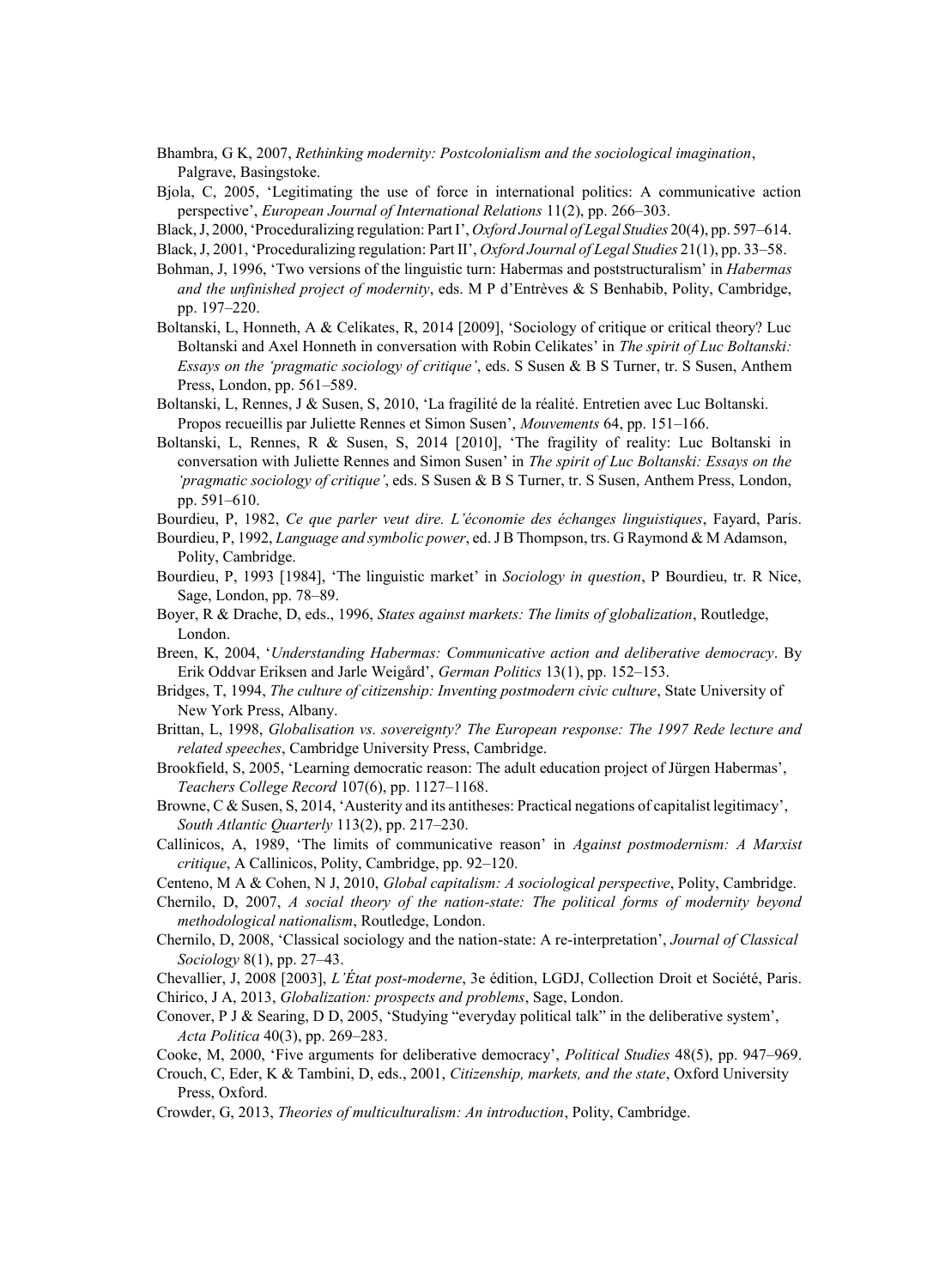Bhambra, G K, 2007, *Rethinking modernity: Postcolonialism and the sociological imagination*, Palgrave, Basingstoke.

Bjola, C, 2005, 'Legitimating the use of force in international politics: A communicative action perspective', *European Journal of International Relations* 11(2), pp. 266–303.

Black, J, 2000, 'Proceduralizing regulation: Part I', *Oxford Journal of Legal Studies* 20(4), pp. 597–614.

Black, J, 2001, 'Proceduralizing regulation: Part II', *Oxford Journal of Legal Studies* 21(1), pp. 33–58.

Bohman, J, 1996, 'Two versions of the linguistic turn: Habermas and poststructuralism' in *Habermas and the unfinished project of modernity*, eds. M P d'Entrèves & S Benhabib, Polity, Cambridge, pp. 197–220.

Boltanski, L, Honneth, A & Celikates, R, 2014 [2009], 'Sociology of critique or critical theory? Luc Boltanski and Axel Honneth in conversation with Robin Celikates' in *The spirit of Luc Boltanski: Essays on the 'pragmatic sociology of critique'*, eds. S Susen & B S Turner, tr. S Susen, Anthem Press, London, pp. 561–589.

Boltanski, L, Rennes, J & Susen, S, 2010, 'La fragilité de la réalité. Entretien avec Luc Boltanski. Propos recueillis par Juliette Rennes et Simon Susen', *Mouvements* 64, pp. 151–166.

Boltanski, L, Rennes, R & Susen, S, 2014 [2010], 'The fragility of reality: Luc Boltanski in conversation with Juliette Rennes and Simon Susen' in *The spirit of Luc Boltanski: Essays on the 'pragmatic sociology of critique'*, eds. S Susen & B S Turner, tr. S Susen, Anthem Press, London, pp. 591–610.

Bourdieu, P, 1982, *Ce que parler veut dire. L'économie des échanges linguistiques*, Fayard, Paris.

Bourdieu, P, 1992, *Language and symbolic power*, ed. J B Thompson, trs. G Raymond & M Adamson, Polity, Cambridge.

Bourdieu, P, 1993 [1984], 'The linguistic market' in *Sociology in question*, P Bourdieu, tr. R Nice, Sage, London, pp. 78–89.

Boyer, R & Drache, D, eds., 1996, *States against markets: The limits of globalization*, Routledge, London.

Breen, K, 2004, '*Understanding Habermas: Communicative action and deliberative democracy*. By Erik Oddvar Eriksen and Jarle Weigård', *German Politics* 13(1), pp. 152–153.

Bridges, T, 1994, *The culture of citizenship: Inventing postmodern civic culture*, State University of New York Press, Albany.

Brittan, L, 1998, *Globalisation vs. sovereignty? The European response: The 1997 Rede lecture and related speeches*, Cambridge University Press, Cambridge.

Brookfield, S, 2005, 'Learning democratic reason: The adult education project of Jürgen Habermas', *Teachers College Record* 107(6), pp. 1127–1168.

Browne, C & Susen, S, 2014, 'Austerity and its antitheses: Practical negations of capitalist legitimacy', *South Atlantic Quarterly* 113(2), pp. 217–230.

Callinicos, A, 1989, 'The limits of communicative reason' in *Against postmodernism: A Marxist critique*, A Callinicos, Polity, Cambridge, pp. 92–120.

Centeno, M A & Cohen, N J, 2010, *Global capitalism: A sociological perspective*, Polity, Cambridge.

Chernilo, D, 2007, *A social theory of the nation-state: The political forms of modernity beyond methodological nationalism*, Routledge, London.

Chernilo, D, 2008, 'Classical sociology and the nation-state: A re-interpretation', *Journal of Classical Sociology* 8(1), pp. 27–43.

Chevallier, J, 2008 [2003], *L'État post-moderne*, 3e édition, LGDJ, Collection Droit et Société, Paris.

Chirico, J A, 2013, *Globalization: prospects and problems*, Sage, London.

Conover, P J & Searing, D D, 2005, 'Studying "everyday political talk" in the deliberative system', *Acta Politica* 40(3), pp. 269–283.

Cooke, M, 2000, 'Five arguments for deliberative democracy', *Political Studies* 48(5), pp. 947–969.

Crouch, C, Eder, K & Tambini, D, eds., 2001, *Citizenship, markets, and the state*, Oxford University Press, Oxford.

Crowder, G, 2013, *Theories of multiculturalism: An introduction*, Polity, Cambridge.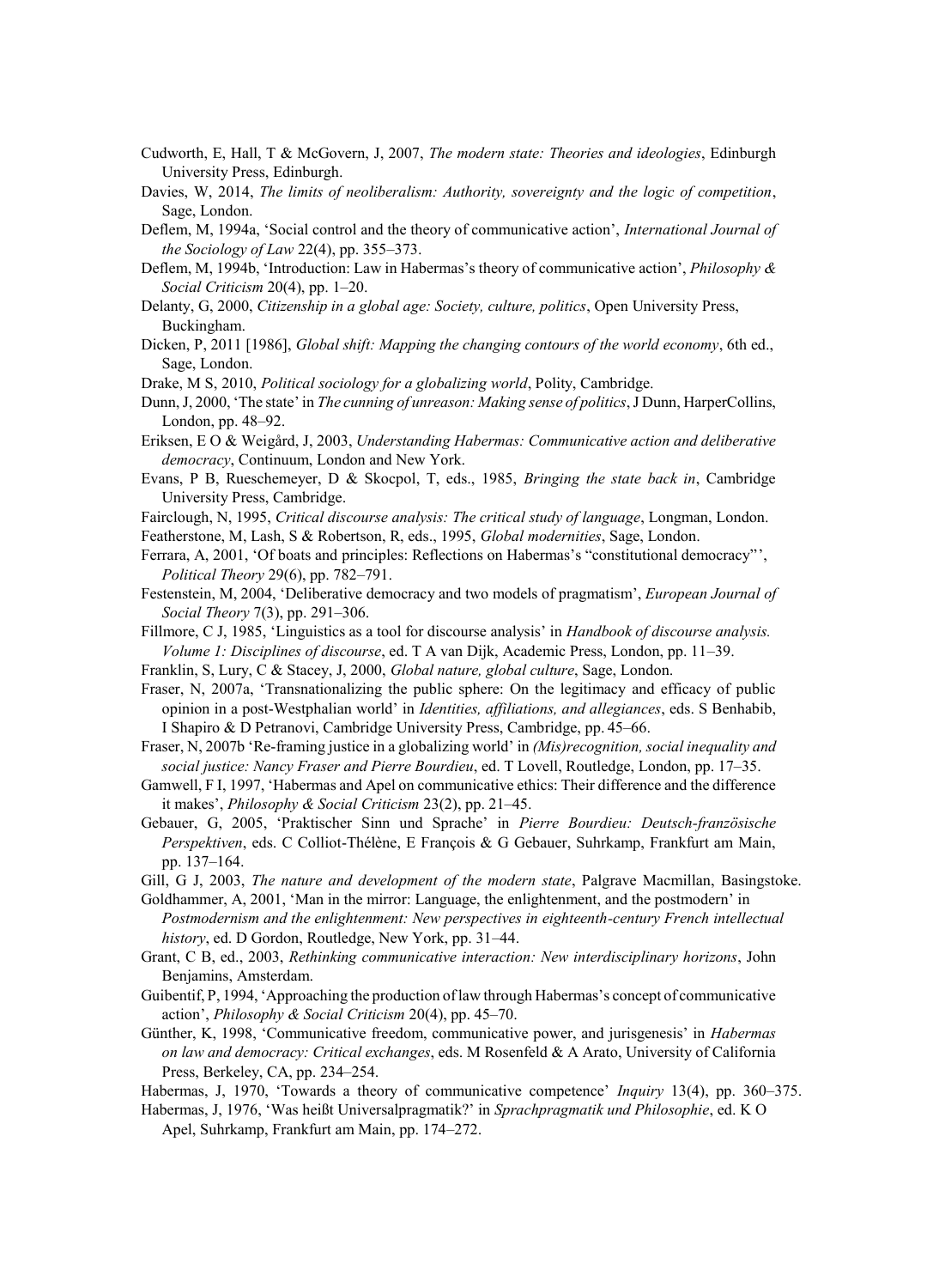Cudworth, E, Hall, T & McGovern, J, 2007, *The modern state: Theories and ideologies*, Edinburgh University Press, Edinburgh.

Davies, W, 2014, *The limits of neoliberalism: Authority, sovereignty and the logic of competition*, Sage, London.

Deflem, M, 1994a, 'Social control and the theory of communicative action', *International Journal of the Sociology of Law* 22(4), pp. 355–373.

Deflem, M, 1994b, 'Introduction: Law in Habermas's theory of communicative action', *Philosophy & Social Criticism* 20(4), pp. 1–20.

Delanty, G, 2000, *Citizenship in a global age: Society, culture, politics*, Open University Press, Buckingham.

Dicken, P, 2011 [1986], *Global shift: Mapping the changing contours of the world economy*, 6th ed., Sage, London.

Drake, M S, 2010, *Political sociology for a globalizing world*, Polity, Cambridge.

Dunn, J, 2000, 'The state' in *The cunning of unreason: Making sense of politics*, J Dunn, HarperCollins, London, pp. 48–92.

Eriksen, E O & Weigård, J, 2003, *Understanding Habermas: Communicative action and deliberative democracy*, Continuum, London and New York.

Evans, P B, Rueschemeyer, D & Skocpol, T, eds., 1985, *Bringing the state back in*, Cambridge University Press, Cambridge.

Fairclough, N, 1995, *Critical discourse analysis: The critical study of language*, Longman, London.

Featherstone, M, Lash, S & Robertson, R, eds., 1995, *Global modernities*, Sage, London.

Ferrara, A, 2001, 'Of boats and principles: Reflections on Habermas's "constitutional democracy"', *Political Theory* 29(6), pp. 782–791.

Festenstein, M, 2004, 'Deliberative democracy and two models of pragmatism', *European Journal of Social Theory* 7(3), pp. 291–306.

Fillmore, C J, 1985, 'Linguistics as a tool for discourse analysis' in *Handbook of discourse analysis. Volume 1: Disciplines of discourse*, ed. T A van Dijk, Academic Press, London, pp. 11–39.

Franklin, S, Lury, C & Stacey, J, 2000, *Global nature, global culture*, Sage, London.

Fraser, N, 2007a, 'Transnationalizing the public sphere: On the legitimacy and efficacy of public opinion in a post-Westphalian world' in *Identities, affiliations, and allegiances*, eds. S Benhabib, I Shapiro & D Petranovi, Cambridge University Press, Cambridge, pp. 45–66.

Fraser, N, 2007b 'Re-framing justice in a globalizing world' in *(Mis)recognition, social inequality and social justice: Nancy Fraser and Pierre Bourdieu*, ed. T Lovell, Routledge, London, pp. 17–35.

Gamwell, F I, 1997, 'Habermas and Apel on communicative ethics: Their difference and the difference it makes', *Philosophy & Social Criticism* 23(2), pp. 21–45.

Gebauer, G, 2005, 'Praktischer Sinn und Sprache' in *Pierre Bourdieu: Deutsch-französische Perspektiven*, eds. C Colliot-Thélène, E François & G Gebauer, Suhrkamp, Frankfurt am Main, pp. 137–164.

Gill, G J, 2003, *The nature and development of the modern state*, Palgrave Macmillan, Basingstoke.

Goldhammer, A, 2001, 'Man in the mirror: Language, the enlightenment, and the postmodern' in *Postmodernism and the enlightenment: New perspectives in eighteenth-century French intellectual history*, ed. D Gordon, Routledge, New York, pp. 31–44.

Grant, C B, ed., 2003, *Rethinking communicative interaction: New interdisciplinary horizons*, John Benjamins, Amsterdam.

Guibentif, P, 1994, 'Approaching the production of law through Habermas's concept of communicative action', *Philosophy & Social Criticism* 20(4), pp. 45–70.

Günther, K, 1998, 'Communicative freedom, communicative power, and jurisgenesis' in *Habermas on law and democracy: Critical exchanges*, eds. M Rosenfeld & A Arato, University of California Press, Berkeley, CA, pp. 234–254.

Habermas, J, 1970, 'Towards a theory of communicative competence' *Inquiry* 13(4), pp. 360–375.

Habermas, J, 1976, 'Was heißt Universalpragmatik?' in *Sprachpragmatik und Philosophie*, ed. K O Apel, Suhrkamp, Frankfurt am Main, pp. 174–272.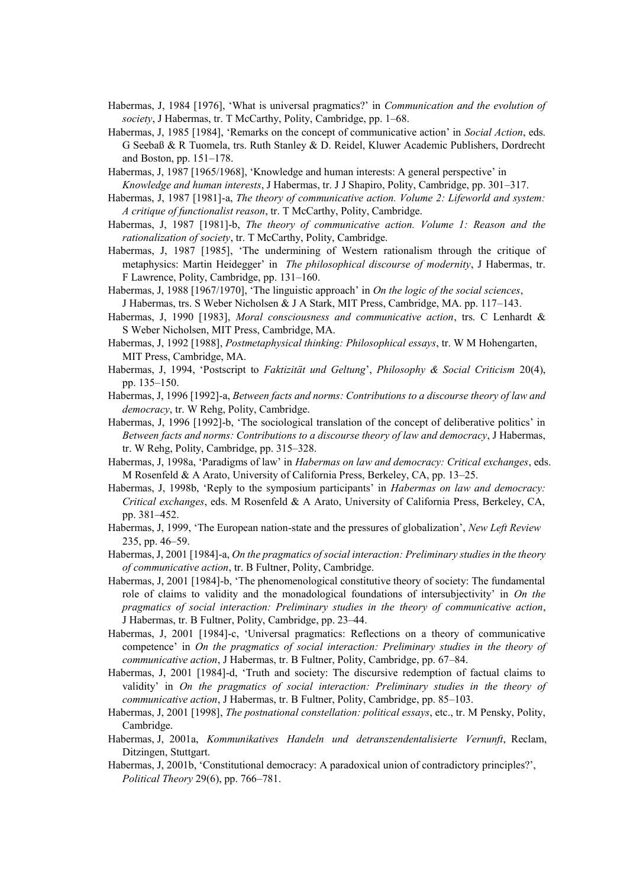Habermas, J, 1984 [1976], 'What is universal pragmatics?' in *Communication and the evolution of society*, J Habermas, tr. T McCarthy, Polity, Cambridge, pp. 1–68.

Habermas, J, 1985 [1984], 'Remarks on the concept of communicative action' in *Social Action*, eds. G Seebaß & R Tuomela, trs. Ruth Stanley & D. Reidel, Kluwer Academic Publishers, Dordrecht and Boston, pp. 151–178.

Habermas, J, 1987 [1965/1968], 'Knowledge and human interests: A general perspective' in *Knowledge and human interests*, J Habermas, tr. J J Shapiro, Polity, Cambridge, pp. 301–317.

Habermas, J, 1987 [1981]-a, *The theory of communicative action. Volume 2: Lifeworld and system: A critique of functionalist reason*, tr. T McCarthy, Polity, Cambridge.

Habermas, J, 1987 [1981]-b, *The theory of communicative action. Volume 1: Reason and the rationalization of society*, tr. T McCarthy, Polity, Cambridge.

Habermas, J, 1987 [1985], 'The undermining of Western rationalism through the critique of metaphysics: Martin Heidegger' in *The philosophical discourse of modernity*, J Habermas, tr. F Lawrence, Polity, Cambridge, pp. 131–160.

Habermas, J, 1988 [1967/1970], 'The linguistic approach' in *On the logic of the social sciences*, J Habermas, trs. S Weber Nicholsen & J A Stark, MIT Press, Cambridge, MA. pp. 117–143.

Habermas, J, 1990 [1983], *Moral consciousness and communicative action*, trs. C Lenhardt & S Weber Nicholsen, MIT Press, Cambridge, MA.

Habermas, J, 1992 [1988], *Postmetaphysical thinking: Philosophical essays*, tr. W M Hohengarten, MIT Press, Cambridge, MA.

Habermas, J, 1994, 'Postscript to *Faktizität und Geltung*', *Philosophy & Social Criticism* 20(4), pp. 135–150.

Habermas, J, 1996 [1992]-a, *Between facts and norms: Contributions to a discourse theory of law and democracy*, tr. W Rehg, Polity, Cambridge.

Habermas, J, 1996 [1992]-b, 'The sociological translation of the concept of deliberative politics' in *Between facts and norms: Contributions to a discourse theory of law and democracy*, J Habermas, tr. W Rehg, Polity, Cambridge, pp. 315–328.

Habermas, J, 1998a, 'Paradigms of law' in *Habermas on law and democracy: Critical exchanges*, eds. M Rosenfeld & A Arato, University of California Press, Berkeley, CA, pp. 13–25.

Habermas, J, 1998b, 'Reply to the symposium participants' in *Habermas on law and democracy: Critical exchanges*, eds. M Rosenfeld & A Arato, University of California Press, Berkeley, CA, pp. 381–452.

Habermas, J, 1999, 'The European nation-state and the pressures of globalization', *New Left Review* 235, pp. 46–59.

Habermas, J, 2001 [1984]-a, *On the pragmatics of social interaction: Preliminary studies in the theory of communicative action*, tr. B Fultner, Polity, Cambridge.

Habermas, J, 2001 [1984]-b, 'The phenomenological constitutive theory of society: The fundamental role of claims to validity and the monadological foundations of intersubjectivity' in *On the pragmatics of social interaction: Preliminary studies in the theory of communicative action*, J Habermas, tr. B Fultner, Polity, Cambridge, pp. 23–44.

Habermas, J, 2001 [1984]-c, 'Universal pragmatics: Reflections on a theory of communicative competence' in *On the pragmatics of social interaction: Preliminary studies in the theory of communicative action*, J Habermas, tr. B Fultner, Polity, Cambridge, pp. 67–84.

Habermas, J, 2001 [1984]-d, 'Truth and society: The discursive redemption of factual claims to validity' in *On the pragmatics of social interaction: Preliminary studies in the theory of communicative action*, J Habermas, tr. B Fultner, Polity, Cambridge, pp. 85–103.

Habermas, J, 2001 [1998], *The postnational constellation: political essays*, etc., tr. M Pensky, Polity, Cambridge.

Habermas, J, 2001a, *Kommunikatives Handeln und detranszendentalisierte Vernunft*, Reclam, Ditzingen, Stuttgart.

Habermas, J, 2001b, 'Constitutional democracy: A paradoxical union of contradictory principles?', *Political Theory* 29(6), pp. 766–781.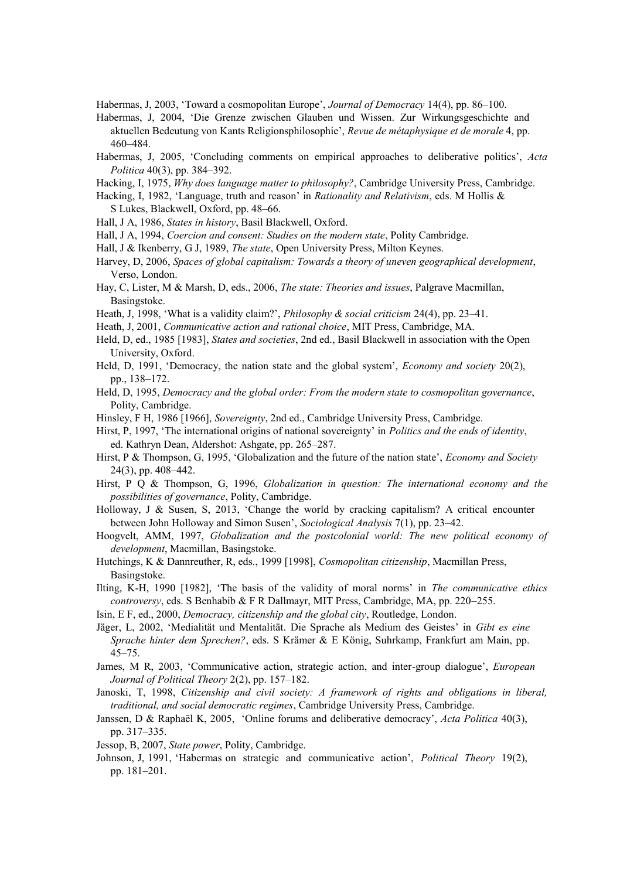Habermas, J, 2003, 'Toward a cosmopolitan Europe', *Journal of Democracy* 14(4), pp. 86–100.

Habermas, J, 2004, 'Die Grenze zwischen Glauben und Wissen. Zur Wirkungsgeschichte and aktuellen Bedeutung von Kants Religionsphilosophie', *Revue de métaphysique et de morale* 4, pp. 460–484.

Habermas, J, 2005, 'Concluding comments on empirical approaches to deliberative politics', *Acta Politica* 40(3), pp. 384–392.

Hacking, I, 1975, *Why does language matter to philosophy?*, Cambridge University Press, Cambridge.

Hacking, I, 1982, 'Language, truth and reason' in *Rationality and Relativism*, eds. M Hollis & S Lukes, Blackwell, Oxford, pp. 48–66.

Hall, J A, 1986, *States in history*, Basil Blackwell, Oxford.

Hall, J A, 1994, *Coercion and consent: Studies on the modern state*, Polity Cambridge.

Hall, J & Ikenberry, G J, 1989, *The state*, Open University Press, Milton Keynes.

Harvey, D, 2006, *Spaces of global capitalism: Towards a theory of uneven geographical development*, Verso, London.

Hay, C, Lister, M & Marsh, D, eds., 2006, *The state: Theories and issues*, Palgrave Macmillan, Basingstoke.

Heath, J, 1998, 'What is a validity claim?', *Philosophy & social criticism* 24(4), pp. 23–41.

Heath, J, 2001, *Communicative action and rational choice*, MIT Press, Cambridge, MA.

Held, D, ed., 1985 [1983], *States and societies*, 2nd ed., Basil Blackwell in association with the Open University, Oxford.

Held, D, 1991, 'Democracy, the nation state and the global system', *Economy and society* 20(2), pp., 138–172.

Held, D, 1995, *Democracy and the global order: From the modern state to cosmopolitan governance*, Polity, Cambridge.

Hinsley, F H, 1986 [1966], *Sovereignty*, 2nd ed., Cambridge University Press, Cambridge.

Hirst, P, 1997, 'The international origins of national sovereignty' in *Politics and the ends of identity*, ed. Kathryn Dean, Aldershot: Ashgate, pp. 265–287.

Hirst, P & Thompson, G, 1995, 'Globalization and the future of the nation state', *Economy and Society* 24(3), pp. 408–442.

Hirst, P Q & Thompson, G, 1996, *Globalization in question: The international economy and the possibilities of governance*, Polity, Cambridge.

Holloway, J & Susen, S, 2013, 'Change the world by cracking capitalism? A critical encounter between John Holloway and Simon Susen', *Sociological Analysis* 7(1), pp. 23–42.

Hoogvelt, AMM, 1997, *Globalization and the postcolonial world: The new political economy of development*, Macmillan, Basingstoke.

Hutchings, K & Dannreuther, R, eds., 1999 [1998], *Cosmopolitan citizenship*, Macmillan Press, Basingstoke.

Ilting, K-H, 1990 [1982], 'The basis of the validity of moral norms' in *The communicative ethics controversy*, eds. S Benhabib & F R Dallmayr, MIT Press, Cambridge, MA, pp. 220–255.

Isin, E F, ed., 2000, *Democracy, citizenship and the global city*, Routledge, London.

Jäger, L, 2002, 'Medialität und Mentalität. Die Sprache als Medium des Geistes' in *Gibt es eine Sprache hinter dem Sprechen?*, eds. S Krämer & E König, Suhrkamp, Frankfurt am Main, pp. 45–75.

James, M R, 2003, 'Communicative action, strategic action, and inter-group dialogue', *European Journal of Political Theory* 2(2), pp. 157–182.

Janoski, T, 1998, *Citizenship and civil society: A framework of rights and obligations in liberal, traditional, and social democratic regimes*, Cambridge University Press, Cambridge.

Janssen, D & Raphaël K, 2005, 'Online forums and deliberative democracy', *Acta Politica* 40(3), pp. 317–335.

Jessop, B, 2007, *State power*, Polity, Cambridge.

Johnson, J, 1991, 'Habermas on strategic and communicative action', *Political Theory* 19(2), pp. 181–201.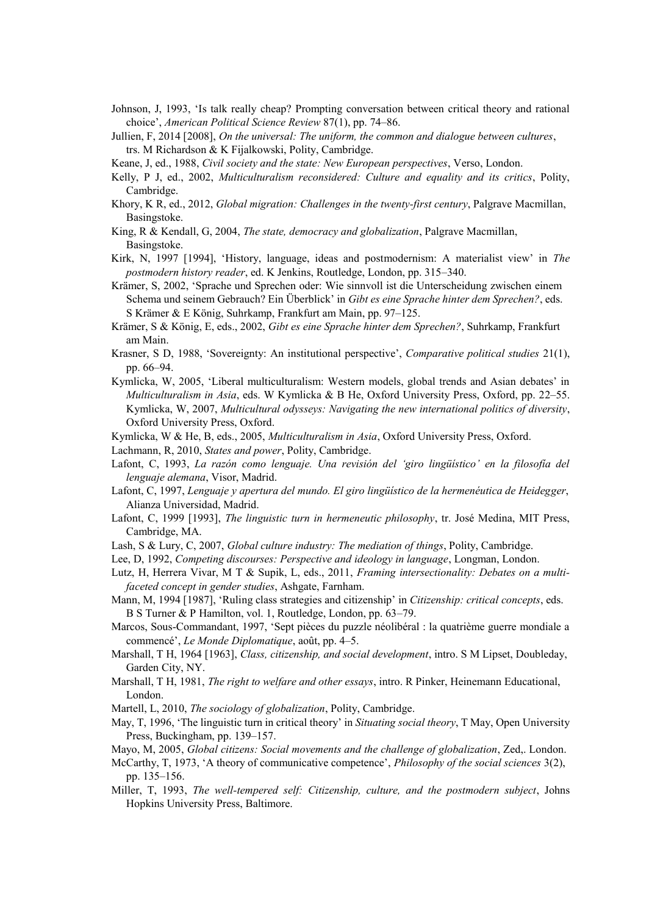Johnson, J, 1993, 'Is talk really cheap? Prompting conversation between critical theory and rational choice', *American Political Science Review* 87(1), pp. 74–86.

Jullien, F, 2014 [2008], *On the universal: The uniform, the common and dialogue between cultures*, trs. M Richardson & K Fijalkowski, Polity, Cambridge.

Keane, J, ed., 1988, *Civil society and the state: New European perspectives*, Verso, London.

Kelly, P J, ed., 2002, *Multiculturalism reconsidered: Culture and equality and its critics*, Polity, Cambridge.

Khory, K R, ed., 2012, *Global migration: Challenges in the twenty-first century*, Palgrave Macmillan, Basingstoke.

King, R & Kendall, G, 2004, *The state, democracy and globalization*, Palgrave Macmillan, Basingstoke.

Kirk, N, 1997 [1994], 'History, language, ideas and postmodernism: A materialist view' in *The postmodern history reader*, ed. K Jenkins, Routledge, London, pp. 315–340.

Krämer, S, 2002, 'Sprache und Sprechen oder: Wie sinnvoll ist die Unterscheidung zwischen einem Schema und seinem Gebrauch? Ein Überblick' in *Gibt es eine Sprache hinter dem Sprechen?*, eds. S Krämer & E König, Suhrkamp, Frankfurt am Main, pp. 97–125.

Krämer, S & König, E, eds., 2002, *Gibt es eine Sprache hinter dem Sprechen?*, Suhrkamp, Frankfurt am Main.

Krasner, S D, 1988, 'Sovereignty: An institutional perspective', *Comparative political studies* 21(1), pp. 66–94.

Kymlicka, W, 2005, 'Liberal multiculturalism: Western models, global trends and Asian debates' in *Multiculturalism in Asia*, eds. W Kymlicka & B He, Oxford University Press, Oxford, pp. 22–55.

Kymlicka, W, 2007, *Multicultural odysseys: Navigating the new international politics of diversity*, Oxford University Press, Oxford.

Kymlicka, W & He, B, eds., 2005, *Multiculturalism in Asia*, Oxford University Press, Oxford.

Lachmann, R, 2010, *States and power*, Polity, Cambridge.

Lafont, C, 1993, *La razón como lenguaje. Una revisión del 'giro lingüístico' en la filosofía del lenguaje alemana*, Visor, Madrid.

Lafont, C, 1997, *Lenguaje y apertura del mundo. El giro lingüístico de la hermenéutica de Heidegger*, Alianza Universidad, Madrid.

Lafont, C, 1999 [1993], *The linguistic turn in hermeneutic philosophy*, tr. José Medina, MIT Press, Cambridge, MA.

Lash, S & Lury, C, 2007, *Global culture industry: The mediation of things*, Polity, Cambridge.

Lee, D, 1992, *Competing discourses: Perspective and ideology in language*, Longman, London.

Lutz, H, Herrera Vivar, M T & Supik, L, eds., 2011, *Framing intersectionality: Debates on a multi-faceted concept in gender studies*, Ashgate, Farnham.

Mann, M, 1994 [1987], 'Ruling class strategies and citizenship' in *Citizenship: critical concepts*, eds. B S Turner & P Hamilton, vol. 1, Routledge, London, pp. 63–79.

Marcos, Sous-Commandant, 1997, 'Sept pièces du puzzle néolibéral : la quatrième guerre mondiale a commencé', *Le Monde Diplomatique*, août, pp. 4–5.

Marshall, T H, 1964 [1963], *Class, citizenship, and social development*, intro. S M Lipset, Doubleday, Garden City, NY.

Marshall, T H, 1981, *The right to welfare and other essays*, intro. R Pinker, Heinemann Educational, London.

Martell, L, 2010, *The sociology of globalization*, Polity, Cambridge.

May, T, 1996, 'The linguistic turn in critical theory' in *Situating social theory*, T May, Open University Press, Buckingham, pp. 139–157.

Mayo, M, 2005, *Global citizens: Social movements and the challenge of globalization*, Zed,. London.

McCarthy, T, 1973, 'A theory of communicative competence', *Philosophy of the social sciences* 3(2), pp. 135–156.

Miller, T, 1993, *The well-tempered self: Citizenship, culture, and the postmodern subject*, Johns Hopkins University Press, Baltimore.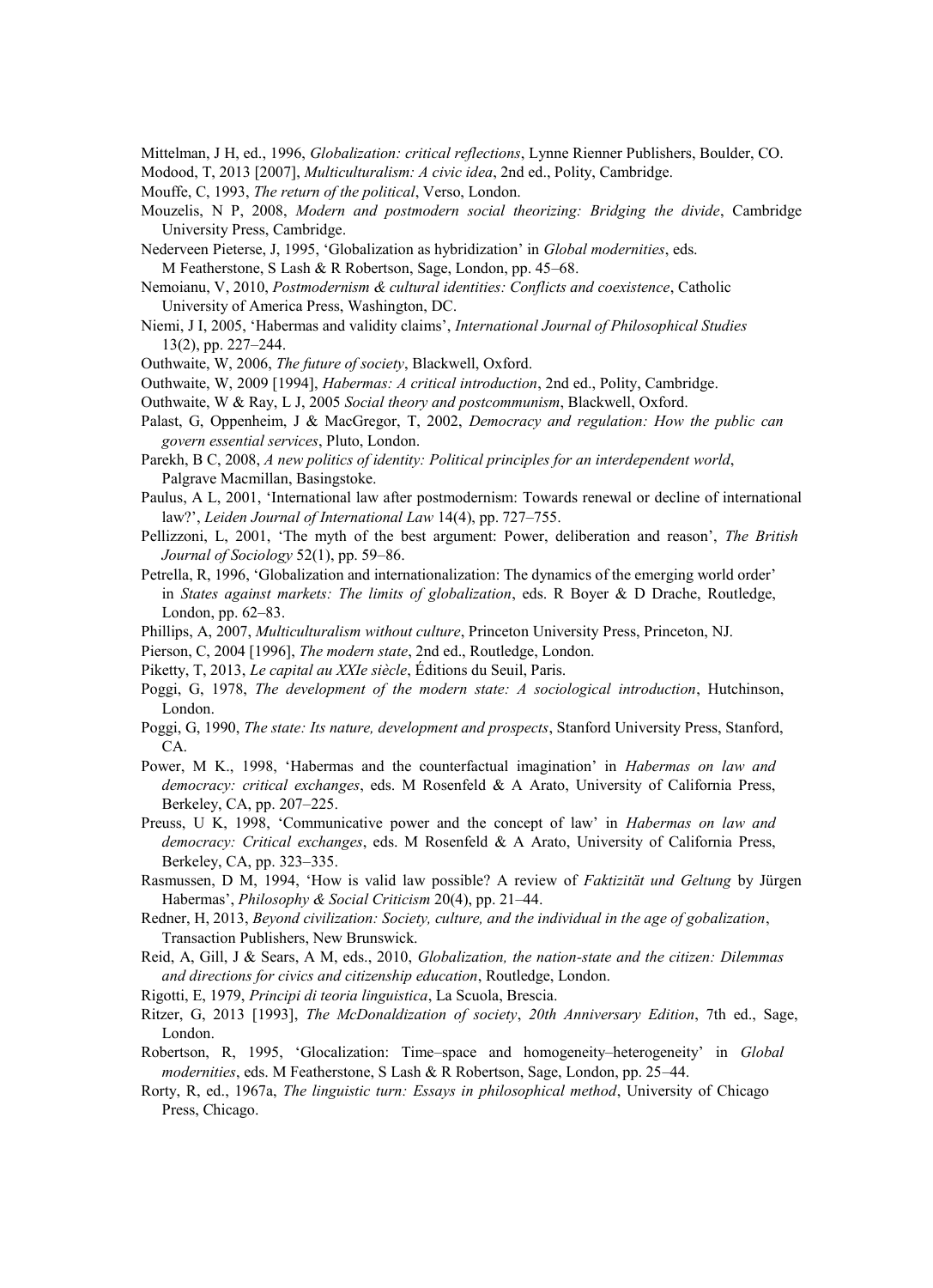Mittelman, J H, ed., 1996, *Globalization: critical reflections*, Lynne Rienner Publishers, Boulder, CO.

Modood, T, 2013 [2007], *Multiculturalism: A civic idea*, 2nd ed., Polity, Cambridge.

Mouffe, C, 1993, *The return of the political*, Verso, London.

Mouzelis, N P, 2008, *Modern and postmodern social theorizing: Bridging the divide*, Cambridge University Press, Cambridge.

Nederveen Pieterse, J, 1995, 'Globalization as hybridization' in *Global modernities*, eds. M Featherstone, S Lash & R Robertson, Sage, London, pp. 45–68.

Nemoianu, V, 2010, *Postmodernism & cultural identities: Conflicts and coexistence*, Catholic University of America Press, Washington, DC.

Niemi, J I, 2005, 'Habermas and validity claims', *International Journal of Philosophical Studies* 13(2), pp. 227–244.

Outhwaite, W, 2006, *The future of society*, Blackwell, Oxford.

Outhwaite, W, 2009 [1994], *Habermas: A critical introduction*, 2nd ed., Polity, Cambridge.

Outhwaite, W & Ray, L J, 2005 *Social theory and postcommunism*, Blackwell, Oxford.

Palast, G, Oppenheim, J & MacGregor, T, 2002, *Democracy and regulation: How the public can govern essential services*, Pluto, London.

Parekh, B C, 2008, *A new politics of identity: Political principles for an interdependent world*, Palgrave Macmillan, Basingstoke.

Paulus, A L, 2001, 'International law after postmodernism: Towards renewal or decline of international law?', *Leiden Journal of International Law* 14(4), pp. 727–755.

Pellizzoni, L, 2001, 'The myth of the best argument: Power, deliberation and reason', *The British Journal of Sociology* 52(1), pp. 59–86.

Petrella, R, 1996, 'Globalization and internationalization: The dynamics of the emerging world order' in *States against markets: The limits of globalization*, eds. R Boyer & D Drache, Routledge, London, pp. 62–83.

Phillips, A, 2007, *Multiculturalism without culture*, Princeton University Press, Princeton, NJ.

Pierson, C, 2004 [1996], *The modern state*, 2nd ed., Routledge, London.

Piketty, T, 2013, *Le capital au XXIe siècle*, Éditions du Seuil, Paris.

Poggi, G, 1978, *The development of the modern state: A sociological introduction*, Hutchinson, London.

Poggi, G, 1990, *The state: Its nature, development and prospects*, Stanford University Press, Stanford, CA.

Power, M K., 1998, 'Habermas and the counterfactual imagination' in *Habermas on law and democracy: critical exchanges*, eds. M Rosenfeld & A Arato, University of California Press, Berkeley, CA, pp. 207–225.

Preuss, U K, 1998, 'Communicative power and the concept of law' in *Habermas on law and democracy: Critical exchanges*, eds. M Rosenfeld & A Arato, University of California Press, Berkeley, CA, pp. 323–335.

Rasmussen, D M, 1994, 'How is valid law possible? A review of *Faktizität und Geltung* by Jürgen Habermas', *Philosophy & Social Criticism* 20(4), pp. 21–44.

Redner, H, 2013, *Beyond civilization: Society, culture, and the individual in the age of gobalization*, Transaction Publishers, New Brunswick.

Reid, A, Gill, J & Sears, A M, eds., 2010, *Globalization, the nation-state and the citizen: Dilemmas and directions for civics and citizenship education*, Routledge, London.

Rigotti, E, 1979, *Principi di teoria linguistica*, La Scuola, Brescia.

Ritzer, G, 2013 [1993], *The McDonaldization of society*, *20th Anniversary Edition*, 7th ed., Sage, London.

Robertson, R, 1995, 'Glocalization: Time–space and homogeneity–heterogeneity' in *Global modernities*, eds. M Featherstone, S Lash & R Robertson, Sage, London, pp. 25–44.

Rorty, R, ed., 1967a, *The linguistic turn: Essays in philosophical method*, University of Chicago Press, Chicago.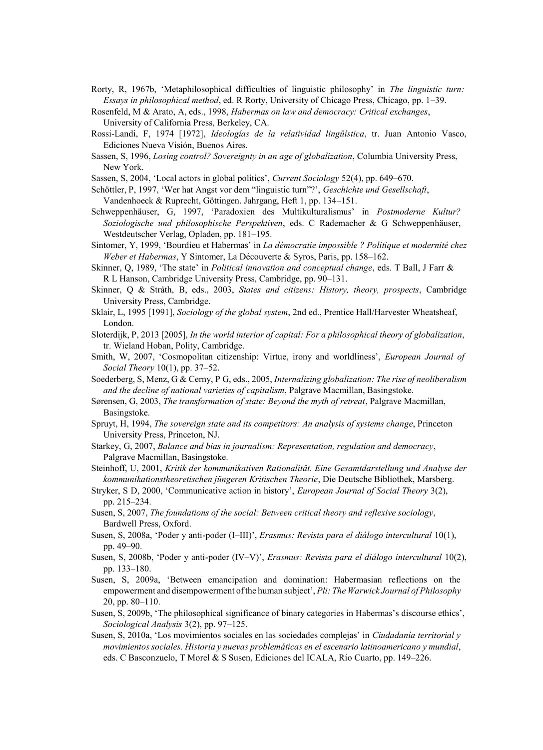Rorty, R, 1967b, 'Metaphilosophical difficulties of linguistic philosophy' in *The linguistic turn: Essays in philosophical method*, ed. R Rorty, University of Chicago Press, Chicago, pp. 1–39.

Rosenfeld, M & Arato, A, eds., 1998, *Habermas on law and democracy: Critical exchanges*, University of California Press, Berkeley, CA.

Rossi-Landi, F, 1974 [1972], *Ideologías de la relatividad lingüística*, tr. Juan Antonio Vasco, Ediciones Nueva Visión, Buenos Aires.

Sassen, S, 1996, *Losing control? Sovereignty in an age of globalization*, Columbia University Press, New York.

Sassen, S, 2004, 'Local actors in global politics', *Current Sociology* 52(4), pp. 649–670.

Schöttler, P, 1997, 'Wer hat Angst vor dem "linguistic turn"?', *Geschichte und Gesellschaft*, Vandenhoeck & Ruprecht, Göttingen. Jahrgang, Heft 1, pp. 134–151.

Schweppenhäuser, G, 1997, 'Paradoxien des Multikulturalismus' in *Postmoderne Kultur? Soziologische und philosophische Perspektiven*, eds. C Rademacher & G Schweppenhäuser, Westdeutscher Verlag, Opladen, pp. 181–195.

Sintomer, Y, 1999, 'Bourdieu et Habermas' in *La démocratie impossible ? Politique et modernité chez Weber et Habermas*, Y Sintomer, La Découverte & Syros, Paris, pp. 158–162.

Skinner, Q, 1989, 'The state' in *Political innovation and conceptual change*, eds. T Ball, J Farr & R L Hanson, Cambridge University Press, Cambridge, pp. 90–131.

Skinner, Q & Stråth, B, eds., 2003, *States and citizens: History, theory, prospects*, Cambridge University Press, Cambridge.

Sklair, L, 1995 [1991], *Sociology of the global system*, 2nd ed., Prentice Hall/Harvester Wheatsheaf, London.

Sloterdijk, P, 2013 [2005], *In the world interior of capital: For a philosophical theory of globalization*, tr. Wieland Hoban, Polity, Cambridge.

Smith, W, 2007, 'Cosmopolitan citizenship: Virtue, irony and worldliness', *European Journal of Social Theory* 10(1), pp. 37–52.

Soederberg, S, Menz, G & Cerny, P G, eds., 2005, *Internalizing globalization: The rise of neoliberalism and the decline of national varieties of capitalism*, Palgrave Macmillan, Basingstoke.

Sørensen, G, 2003, *The transformation of state: Beyond the myth of retreat*, Palgrave Macmillan, Basingstoke.

Spruyt, H, 1994, *The sovereign state and its competitors: An analysis of systems change*, Princeton University Press, Princeton, NJ.

Starkey, G, 2007, *Balance and bias in journalism: Representation, regulation and democracy*, Palgrave Macmillan, Basingstoke.

Steinhoff, U, 2001, *Kritik der kommunikativen Rationalität. Eine Gesamtdarstellung und Analyse der kommunikationstheoretischen jüngeren Kritischen Theorie*, Die Deutsche Bibliothek, Marsberg.

Stryker, S D, 2000, 'Communicative action in history', *European Journal of Social Theory* 3(2), pp. 215–234.

Susen, S, 2007, *The foundations of the social: Between critical theory and reflexive sociology*, Bardwell Press, Oxford.

Susen, S, 2008a, 'Poder y anti-poder (I–III)', *Erasmus: Revista para el diálogo intercultural* 10(1), pp. 49–90.

Susen, S, 2008b, 'Poder y anti-poder (IV–V)', *Erasmus: Revista para el diálogo intercultural* 10(2), pp. 133–180.

Susen, S, 2009a, 'Between emancipation and domination: Habermasian reflections on the empowerment and disempowerment of the human subject', *Pli: The Warwick Journal of Philosophy* 20, pp. 80–110.

Susen, S, 2009b, 'The philosophical significance of binary categories in Habermas's discourse ethics', *Sociological Analysis* 3(2), pp. 97–125.

Susen, S, 2010a, 'Los movimientos sociales en las sociedades complejas' in *Ciudadanía territorial y movimientos sociales. Historia y nuevas problemáticas en el escenario latinoamericano y mundial*, eds. C Basconzuelo, T Morel & S Susen, Ediciones del ICALA, Río Cuarto, pp. 149–226.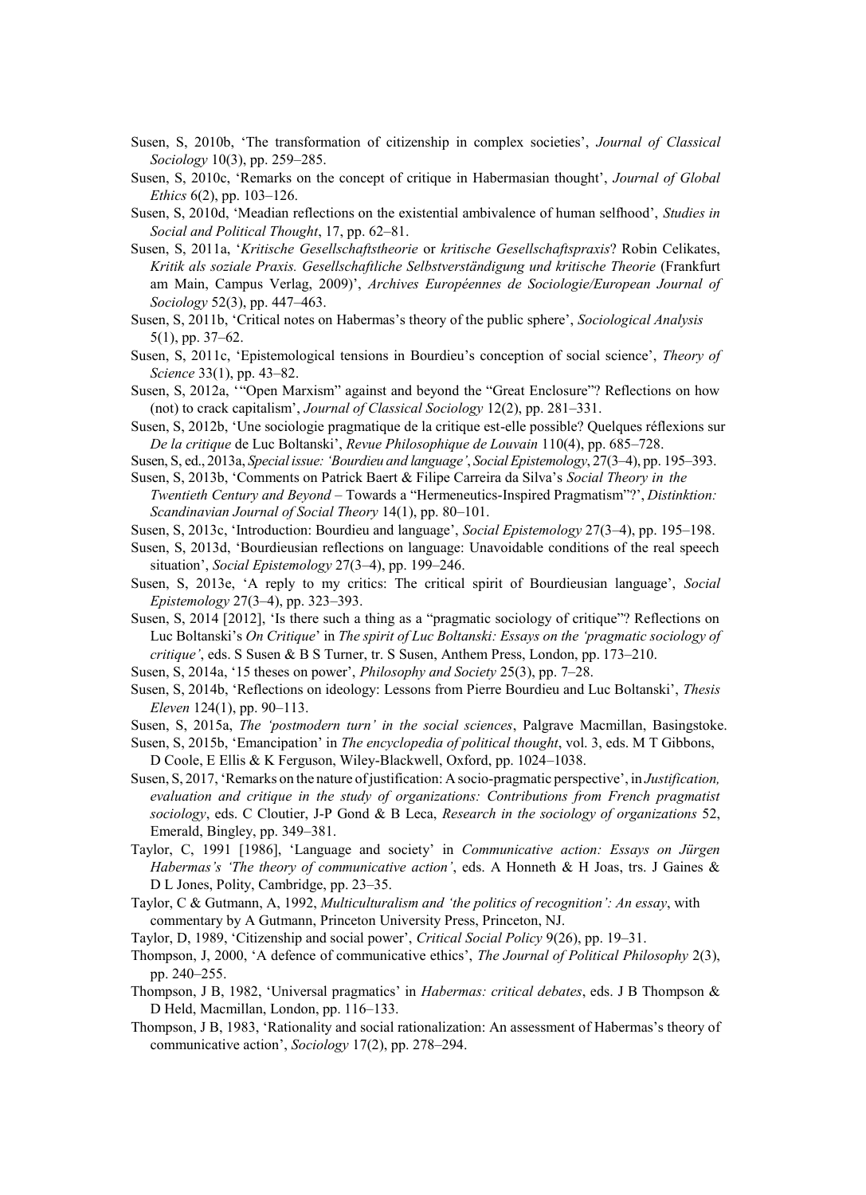Susen, S, 2010b, 'The transformation of citizenship in complex societies', *Journal of Classical Sociology* 10(3), pp. 259–285.

Susen, S, 2010c, 'Remarks on the concept of critique in Habermasian thought', *Journal of Global Ethics* 6(2), pp. 103–126.

Susen, S, 2010d, 'Meadian reflections on the existential ambivalence of human selfhood', *Studies in Social and Political Thought*, 17, pp. 62–81.

Susen, S, 2011a, '*Kritische Gesellschaftstheorie* or *kritische Gesellschaftspraxis*? Robin Celikates, *Kritik als soziale Praxis. Gesellschaftliche Selbstverständigung und kritische Theorie* (Frankfurt am Main, Campus Verlag, 2009)', *Archives Européennes de Sociologie/European Journal of Sociology* 52(3), pp. 447–463.

Susen, S, 2011b, 'Critical notes on Habermas's theory of the public sphere', *Sociological Analysis* 5(1), pp. 37–62.

Susen, S, 2011c, 'Epistemological tensions in Bourdieu's conception of social science', *Theory of Science* 33(1), pp. 43–82.

Susen, S, 2012a, '"Open Marxism" against and beyond the "Great Enclosure"? Reflections on how (not) to crack capitalism', *Journal of Classical Sociology* 12(2), pp. 281–331.

Susen, S, 2012b, 'Une sociologie pragmatique de la critique est-elle possible? Quelques réflexions sur *De la critique* de Luc Boltanski', *Revue Philosophique de Louvain* 110(4), pp. 685–728.

Susen, S, ed., 2013a, *Special issue: 'Bourdieu and language'*, *Social Epistemology*, 27(3–4), pp. 195–393.

Susen, S, 2013b, 'Comments on Patrick Baert & Filipe Carreira da Silva's *Social Theory in the Twentieth Century and Beyond* – Towards a "Hermeneutics-Inspired Pragmatism"?', *Distinktion: Scandinavian Journal of Social Theory* 14(1), pp. 80–101.

Susen, S, 2013c, 'Introduction: Bourdieu and language', *Social Epistemology* 27(3–4), pp. 195–198.

Susen, S, 2013d, 'Bourdieusian reflections on language: Unavoidable conditions of the real speech situation', *Social Epistemology* 27(3–4), pp. 199–246.

Susen, S, 2013e, 'A reply to my critics: The critical spirit of Bourdieusian language', *Social Epistemology* 27(3–4), pp. 323–393.

Susen, S, 2014 [2012], 'Is there such a thing as a "pragmatic sociology of critique"? Reflections on Luc Boltanski's *On Critique*' in *The spirit of Luc Boltanski: Essays on the 'pragmatic sociology of critique'*, eds. S Susen & B S Turner, tr. S Susen, Anthem Press, London, pp. 173–210.

Susen, S, 2014a, '15 theses on power', *Philosophy and Society* 25(3), pp. 7–28.

Susen, S, 2014b, 'Reflections on ideology: Lessons from Pierre Bourdieu and Luc Boltanski', *Thesis Eleven* 124(1), pp. 90–113.

Susen, S, 2015a, *The 'postmodern turn' in the social sciences*, Palgrave Macmillan, Basingstoke.

Susen, S, 2015b, 'Emancipation' in *The encyclopedia of political thought*, vol. 3, eds. M T Gibbons, D Coole, E Ellis & K Ferguson, Wiley-Blackwell, Oxford, pp. 1024–1038.

Susen, S, 2017, 'Remarks on the nature of justification: A socio-pragmatic perspective', in *Justification, evaluation and critique in the study of organizations: Contributions from French pragmatist sociology*, eds. C Cloutier, J-P Gond & B Leca, *Research in the sociology of organizations* 52, Emerald, Bingley, pp. 349–381.

Taylor, C, 1991 [1986], 'Language and society' in *Communicative action: Essays on Jürgen Habermas's 'The theory of communicative action'*, eds. A Honneth & H Joas, trs. J Gaines & D L Jones, Polity, Cambridge, pp. 23–35.

Taylor, C & Gutmann, A, 1992, *Multiculturalism and 'the politics of recognition': An essay*, with commentary by A Gutmann, Princeton University Press, Princeton, NJ.

Taylor, D, 1989, 'Citizenship and social power', *Critical Social Policy* 9(26), pp. 19–31.

Thompson, J, 2000, 'A defence of communicative ethics', *The Journal of Political Philosophy* 2(3), pp. 240–255.

Thompson, J B, 1982, 'Universal pragmatics' in *Habermas: critical debates*, eds. J B Thompson & D Held, Macmillan, London, pp. 116–133.

Thompson, J B, 1983, 'Rationality and social rationalization: An assessment of Habermas's theory of communicative action', *Sociology* 17(2), pp. 278–294.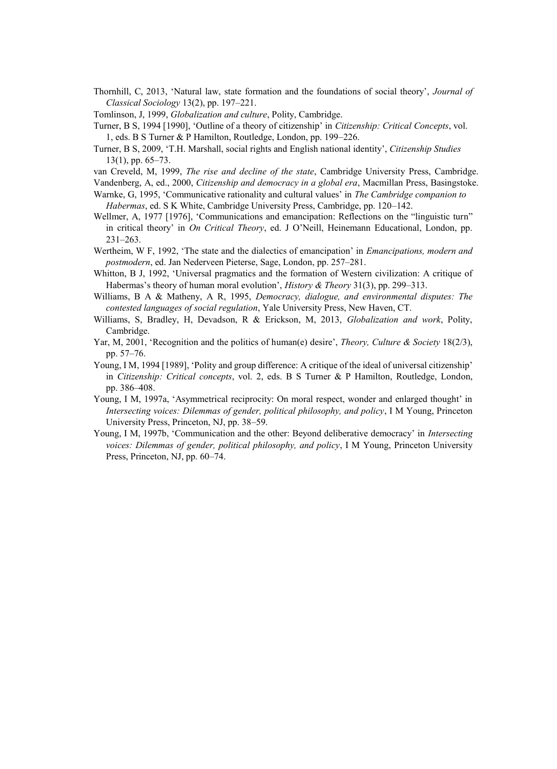Thornhill, C, 2013, 'Natural law, state formation and the foundations of social theory', *Journal of Classical Sociology* 13(2), pp. 197–221.

Tomlinson, J, 1999, *Globalization and culture*, Polity, Cambridge.

Turner, B S, 1994 [1990], 'Outline of a theory of citizenship' in *Citizenship: Critical Concepts*, vol. 1, eds. B S Turner & P Hamilton, Routledge, London, pp. 199–226.

Turner, B S, 2009, 'T.H. Marshall, social rights and English national identity', *Citizenship Studies* 13(1), pp. 65–73.

van Creveld, M, 1999, *The rise and decline of the state*, Cambridge University Press, Cambridge.

Vandenberg, A, ed., 2000, *Citizenship and democracy in a global era*, Macmillan Press, Basingstoke.

Warnke, G, 1995, 'Communicative rationality and cultural values' in *The Cambridge companion to Habermas*, ed. S K White, Cambridge University Press, Cambridge, pp. 120–142.

Wellmer, A, 1977 [1976], 'Communications and emancipation: Reflections on the "linguistic turn" in critical theory' in *On Critical Theory*, ed. J O'Neill, Heinemann Educational, London, pp. 231–263.

Wertheim, W F, 1992, 'The state and the dialectics of emancipation' in *Emancipations, modern and postmodern*, ed. Jan Nederveen Pieterse, Sage, London, pp. 257–281.

Whitton, B J, 1992, 'Universal pragmatics and the formation of Western civilization: A critique of Habermas's theory of human moral evolution', *History & Theory* 31(3), pp. 299–313.

Williams, B A & Matheny, A R, 1995, *Democracy, dialogue, and environmental disputes: The contested languages of social regulation*, Yale University Press, New Haven, CT.

Williams, S, Bradley, H, Devadson, R & Erickson, M, 2013, *Globalization and work*, Polity, Cambridge.

Yar, M, 2001, 'Recognition and the politics of human(e) desire', *Theory, Culture & Society* 18(2/3), pp. 57–76.

Young, I M, 1994 [1989], 'Polity and group difference: A critique of the ideal of universal citizenship' in *Citizenship: Critical concepts*, vol. 2, eds. B S Turner & P Hamilton, Routledge, London, pp. 386–408.

Young, I M, 1997a, 'Asymmetrical reciprocity: On moral respect, wonder and enlarged thought' in *Intersecting voices: Dilemmas of gender, political philosophy, and policy*, I M Young, Princeton University Press, Princeton, NJ, pp. 38–59.

Young, I M, 1997b, 'Communication and the other: Beyond deliberative democracy' in *Intersecting voices: Dilemmas of gender, political philosophy, and policy*, I M Young, Princeton University Press, Princeton, NJ, pp. 60–74.